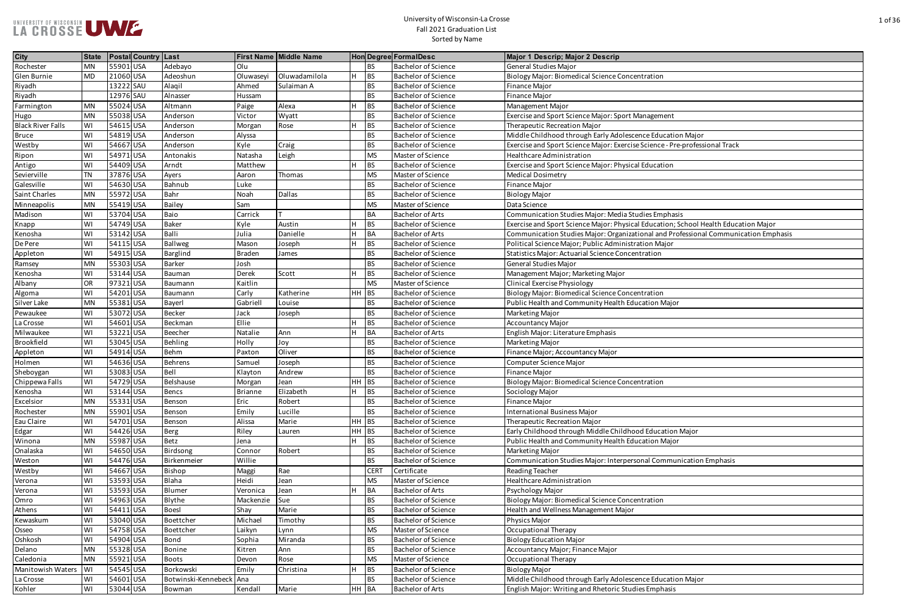# University of Wisconsin-La Crosse
## Fall 2021 Graduation List
### Sorted by Name

| City | State | Postal | Country | Last | First Name | Middle Name | Hon | Degree | FormalDesc | Major 1 Descrip; Major 2 Descrip |
|---|---|---|---|---|---|---|---|---|---|---|
| Rochester | MN | 55901 | USA | Adebayo | Olu | | | BS | Bachelor of Science | General Studies Major |
| Glen Burnie | MD | 21060 | USA | Adeoshun | Oluwaseyi | Oluwadamilola | H | BS | Bachelor of Science | Biology Major: Biomedical Science Concentration |
| Riyadh | | 13222 | SAU | Alaqil | Ahmed | Sulaiman A | | BS | Bachelor of Science | Finance Major |
| Riyadh | | 12976 | SAU | Alnasser | Hussam | | | BS | Bachelor of Science | Finance Major |
| Farmington | MN | 55024 | USA | Altmann | Paige | Alexa | H | BS | Bachelor of Science | Management Major |
| Hugo | MN | 55038 | USA | Anderson | Victor | Wyatt | | BS | Bachelor of Science | Exercise and Sport Science Major: Sport Management |
| Black River Falls | WI | 54615 | USA | Anderson | Morgan | Rose | H | BS | Bachelor of Science | Therapeutic Recreation Major |
| Bruce | WI | 54819 | USA | Anderson | Alyssa | | | BS | Bachelor of Science | Middle Childhood through Early Adolescence Education Major |
| Westby | WI | 54667 | USA | Anderson | Kyle | Craig | | BS | Bachelor of Science | Exercise and Sport Science Major: Exercise Science - Pre-professional Track |
| Ripon | WI | 54971 | USA | Antonakis | Natasha | Leigh | | MS | Master of Science | Healthcare Administration |
| Antigo | WI | 54409 | USA | Arndt | Matthew | | H | BS | Bachelor of Science | Exercise and Sport Science Major: Physical Education |
| Sevierville | TN | 37876 | USA | Ayers | Aaron | Thomas | | MS | Master of Science | Medical Dosimetry |
| Galesville | WI | 54630 | USA | Bahnub | Luke | | | BS | Bachelor of Science | Finance Major |
| Saint Charles | MN | 55972 | USA | Bahr | Noah | Dallas | | BS | Bachelor of Science | Biology Major |
| Minneapolis | MN | 55419 | USA | Bailey | Sam | | | MS | Master of Science | Data Science |
| Madison | WI | 53704 | USA | Baio | Carrick | T | | BA | Bachelor of Arts | Communication Studies Major: Media Studies Emphasis |
| Knapp | WI | 54749 | USA | Baker | Kyle | Austin | H | BS | Bachelor of Science | Exercise and Sport Science Major: Physical Education; School Health Education Major |
| Kenosha | WI | 53142 | USA | Balli | Julia | Danielle | H | BA | Bachelor of Arts | Communication Studies Major: Organizational and Professional Communication Emphasis |
| De Pere | WI | 54115 | USA | Ballweg | Mason | Joseph | H | BS | Bachelor of Science | Political Science Major; Public Administration Major |
| Appleton | WI | 54915 | USA | Barglind | Braden | James | | BS | Bachelor of Science | Statistics Major: Actuarial Science Concentration |
| Ramsey | MN | 55303 | USA | Barker | Josh | | | BS | Bachelor of Science | General Studies Major |
| Kenosha | WI | 53144 | USA | Bauman | Derek | Scott | H | BS | Bachelor of Science | Management Major; Marketing Major |
| Albany | OR | 97321 | USA | Baumann | Kaitlin | | | MS | Master of Science | Clinical Exercise Physiology |
| Algoma | WI | 54201 | USA | Baumann | Carly | Katherine | HH | BS | Bachelor of Science | Biology Major: Biomedical Science Concentration |
| Silver Lake | MN | 55381 | USA | Bayerl | Gabriell | Louise | | BS | Bachelor of Science | Public Health and Community Health Education Major |
| Pewaukee | WI | 53072 | USA | Becker | Jack | Joseph | | BS | Bachelor of Science | Marketing Major |
| La Crosse | WI | 54601 | USA | Beckman | Ellie | | H | BS | Bachelor of Science | Accountancy Major |
| Milwaukee | WI | 53221 | USA | Beecher | Natalie | Ann | H | BA | Bachelor of Arts | English Major: Literature Emphasis |
| Brookfield | WI | 53045 | USA | Behling | Holly | Joy | | BS | Bachelor of Science | Marketing Major |
| Appleton | WI | 54914 | USA | Behm | Paxton | Oliver | | BS | Bachelor of Science | Finance Major; Accountancy Major |
| Holmen | WI | 54636 | USA | Behrens | Samuel | Joseph | | BS | Bachelor of Science | Computer Science Major |
| Sheboygan | WI | 53083 | USA | Bell | Klayton | Andrew | | BS | Bachelor of Science | Finance Major |
| Chippewa Falls | WI | 54729 | USA | Belshause | Morgan | Jean | HH | BS | Bachelor of Science | Biology Major: Biomedical Science Concentration |
| Kenosha | WI | 53144 | USA | Bencs | Brianne | Elizabeth | H | BS | Bachelor of Science | Sociology Major |
| Excelsior | MN | 55331 | USA | Benson | Eric | Robert | | BS | Bachelor of Science | Finance Major |
| Rochester | MN | 55901 | USA | Benson | Emily | Lucille | | BS | Bachelor of Science | International Business Major |
| Eau Claire | WI | 54701 | USA | Benson | Alissa | Marie | HH | BS | Bachelor of Science | Therapeutic Recreation Major |
| Edgar | WI | 54426 | USA | Berg | Riley | Lauren | HH | BS | Bachelor of Science | Early Childhood through Middle Childhood Education Major |
| Winona | MN | 55987 | USA | Betz | Jena | | H | BS | Bachelor of Science | Public Health and Community Health Education Major |
| Onalaska | WI | 54650 | USA | Birdsong | Connor | Robert | | BS | Bachelor of Science | Marketing Major |
| Weston | WI | 54476 | USA | Birkenmeier | Willie | | | BS | Bachelor of Science | Communication Studies Major: Interpersonal Communication Emphasis |
| Westby | WI | 54667 | USA | Bishop | Maggi | Rae | | CERT | Certificate | Reading Teacher |
| Verona | WI | 53593 | USA | Blaha | Heidi | Jean | | MS | Master of Science | Healthcare Administration |
| Verona | WI | 53593 | USA | Blumer | Veronica | Jean | H | BA | Bachelor of Arts | Psychology Major |
| Omro | WI | 54963 | USA | Blythe | Mackenzie | Sue | | BS | Bachelor of Science | Biology Major: Biomedical Science Concentration |
| Athens | WI | 54411 | USA | Boesl | Shay | Marie | | BS | Bachelor of Science | Health and Wellness Management Major |
| Kewaskum | WI | 53040 | USA | Boettcher | Michael | Timothy | | BS | Bachelor of Science | Physics Major |
| Osseo | WI | 54758 | USA | Boettcher | Laikyn | Lynn | | MS | Master of Science | Occupational Therapy |
| Oshkosh | WI | 54904 | USA | Bond | Sophia | Miranda | | BS | Bachelor of Science | Biology Education Major |
| Delano | MN | 55328 | USA | Bonine | Kitren | Ann | | BS | Bachelor of Science | Accountancy Major; Finance Major |
| Caledonia | MN | 55921 | USA | Boots | Devon | Rose | | MS | Master of Science | Occupational Therapy |
| Manitowish Waters | WI | 54545 | USA | Borkowski | Emily | Christina | H | BS | Bachelor of Science | Biology Major |
| La Crosse | WI | 54601 | USA | Botwinski-Kennebeck | Ana | | | BS | Bachelor of Science | Middle Childhood through Early Adolescence Education Major |
| Kohler | WI | 53044 | USA | Bowman | Kendall | Marie | HH | BA | Bachelor of Arts | English Major: Writing and Rhetoric Studies Emphasis |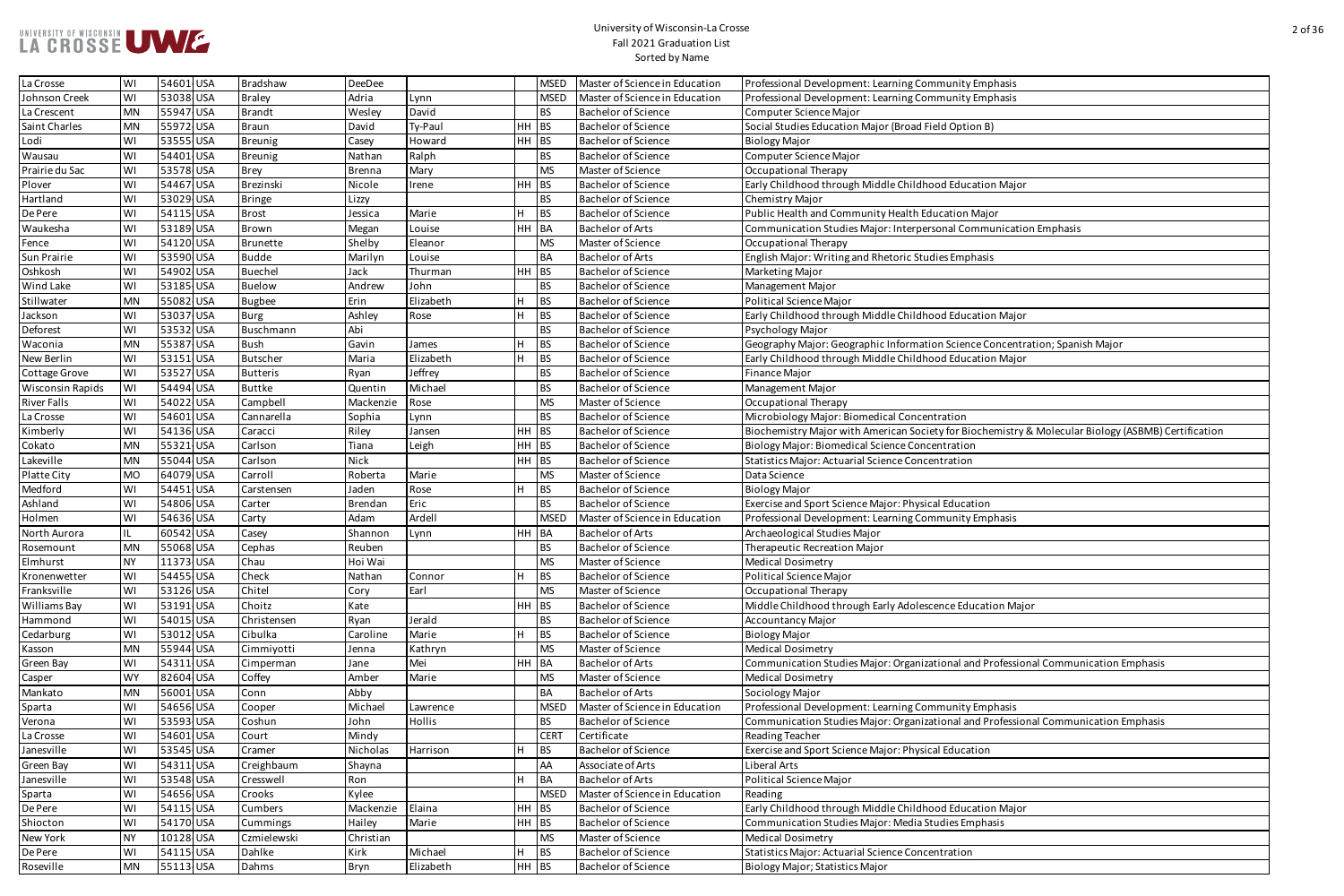| | | | | | | | | | | |
|---|---|---|---|---|---|---|---|---|---|---|
| La Crosse | WI | 54601 | USA | Bradshaw | DeeDee | | | MSED | Master of Science in Education | Professional Development: Learning Community Emphasis |
| Johnson Creek | WI | 53038 | USA | Braley | Adria | Lynn | | MSED | Master of Science in Education | Professional Development: Learning Community Emphasis |
| La Crescent | MN | 55947 | USA | Brandt | Wesley | David | | BS | Bachelor of Science | Computer Science Major |
| Saint Charles | MN | 55972 | USA | Braun | David | Ty-Paul | HH | BS | Bachelor of Science | Social Studies Education Major (Broad Field Option B) |
| Lodi | WI | 53555 | USA | Breunig | Casey | Howard | HH | BS | Bachelor of Science | Biology Major |
| Wausau | WI | 54401 | USA | Breunig | Nathan | Ralph | | BS | Bachelor of Science | Computer Science Major |
| Prairie du Sac | WI | 53578 | USA | Brey | Brenna | Mary | | MS | Master of Science | Occupational Therapy |
| Plover | WI | 54467 | USA | Brezinski | Nicole | Irene | HH | BS | Bachelor of Science | Early Childhood through Middle Childhood Education Major |
| Hartland | WI | 53029 | USA | Bringe | Lizzy | | | BS | Bachelor of Science | Chemistry Major |
| De Pere | WI | 54115 | USA | Brost | Jessica | Marie | H | BS | Bachelor of Science | Public Health and Community Health Education Major |
| Waukesha | WI | 53189 | USA | Brown | Megan | Louise | HH | BA | Bachelor of Arts | Communication Studies Major: Interpersonal Communication Emphasis |
| Fence | WI | 54120 | USA | Brunette | Shelby | Eleanor | | MS | Master of Science | Occupational Therapy |
| Sun Prairie | WI | 53590 | USA | Budde | Marilyn | Louise | | BA | Bachelor of Arts | English Major: Writing and Rhetoric Studies Emphasis |
| Oshkosh | WI | 54902 | USA | Buechel | Jack | Thurman | HH | BS | Bachelor of Science | Marketing Major |
| Wind Lake | WI | 53185 | USA | Buelow | Andrew | John | | BS | Bachelor of Science | Management Major |
| Stillwater | MN | 55082 | USA | Bugbee | Erin | Elizabeth | H | BS | Bachelor of Science | Political Science Major |
| Jackson | WI | 53037 | USA | Burg | Ashley | Rose | H | BS | Bachelor of Science | Early Childhood through Middle Childhood Education Major |
| Deforest | WI | 53532 | USA | Buschmann | Abi | | | BS | Bachelor of Science | Psychology Major |
| Waconia | MN | 55387 | USA | Bush | Gavin | James | H | BS | Bachelor of Science | Geography Major: Geographic Information Science Concentration; Spanish Major |
| New Berlin | WI | 53151 | USA | Butscher | Maria | Elizabeth | H | BS | Bachelor of Science | Early Childhood through Middle Childhood Education Major |
| Cottage Grove | WI | 53527 | USA | Butteris | Ryan | Jeffrey | | BS | Bachelor of Science | Finance Major |
| Wisconsin Rapids | WI | 54494 | USA | Buttke | Quentin | Michael | | BS | Bachelor of Science | Management Major |
| River Falls | WI | 54022 | USA | Campbell | Mackenzie | Rose | | MS | Master of Science | Occupational Therapy |
| La Crosse | WI | 54601 | USA | Cannarella | Sophia | Lynn | | BS | Bachelor of Science | Microbiology Major: Biomedical Concentration |
| Kimberly | WI | 54136 | USA | Caracci | Riley | Jansen | HH | BS | Bachelor of Science | Biochemistry Major with American Society for Biochemistry & Molecular Biology (ASBMB) Certification |
| Cokato | MN | 55321 | USA | Carlson | Tiana | Leigh | HH | BS | Bachelor of Science | Biology Major: Biomedical Science Concentration |
| Lakeville | MN | 55044 | USA | Carlson | Nick | | HH | BS | Bachelor of Science | Statistics Major: Actuarial Science Concentration |
| Platte City | MO | 64079 | USA | Carroll | Roberta | Marie | | MS | Master of Science | Data Science |
| Medford | WI | 54451 | USA | Carstensen | Jaden | Rose | H | BS | Bachelor of Science | Biology Major |
| Ashland | WI | 54806 | USA | Carter | Brendan | Eric | | BS | Bachelor of Science | Exercise and Sport Science Major: Physical Education |
| Holmen | WI | 54636 | USA | Carty | Adam | Ardell | | MSED | Master of Science in Education | Professional Development: Learning Community Emphasis |
| North Aurora | IL | 60542 | USA | Casey | Shannon | Lynn | HH | BA | Bachelor of Arts | Archaeological Studies Major |
| Rosemount | MN | 55068 | USA | Cephas | Reuben | | | BS | Bachelor of Science | Therapeutic Recreation Major |
| Elmhurst | NY | 11373 | USA | Chau | Hoi Wai | | | MS | Master of Science | Medical Dosimetry |
| Kronenwetter | WI | 54455 | USA | Check | Nathan | Connor | H | BS | Bachelor of Science | Political Science Major |
| Franksville | WI | 53126 | USA | Chitel | Cory | Earl | | MS | Master of Science | Occupational Therapy |
| Williams Bay | WI | 53191 | USA | Choitz | Kate | | HH | BS | Bachelor of Science | Middle Childhood through Early Adolescence Education Major |
| Hammond | WI | 54015 | USA | Christensen | Ryan | Jerald | | BS | Bachelor of Science | Accountancy Major |
| Cedarburg | WI | 53012 | USA | Cibulka | Caroline | Marie | H | BS | Bachelor of Science | Biology Major |
| Kasson | MN | 55944 | USA | Cimmiyotti | Jenna | Kathryn | | MS | Master of Science | Medical Dosimetry |
| Green Bay | WI | 54311 | USA | Cimperman | Jane | Mei | HH | BA | Bachelor of Arts | Communication Studies Major: Organizational and Professional Communication Emphasis |
| Casper | WY | 82604 | USA | Coffey | Amber | Marie | | MS | Master of Science | Medical Dosimetry |
| Mankato | MN | 56001 | USA | Conn | Abby | | | BA | Bachelor of Arts | Sociology Major |
| Sparta | WI | 54656 | USA | Cooper | Michael | Lawrence | | MSED | Master of Science in Education | Professional Development: Learning Community Emphasis |
| Verona | WI | 53593 | USA | Coshun | John | Hollis | | BS | Bachelor of Science | Communication Studies Major: Organizational and Professional Communication Emphasis |
| La Crosse | WI | 54601 | USA | Court | Mindy | | | CERT | Certificate | Reading Teacher |
| Janesville | WI | 53545 | USA | Cramer | Nicholas | Harrison | H | BS | Bachelor of Science | Exercise and Sport Science Major: Physical Education |
| Green Bay | WI | 54311 | USA | Creighbaum | Shayna | | | AA | Associate of Arts | Liberal Arts |
| Janesville | WI | 53548 | USA | Cresswell | Ron | | H | BA | Bachelor of Arts | Political Science Major |
| Sparta | WI | 54656 | USA | Crooks | Kylee | | | MSED | Master of Science in Education | Reading |
| De Pere | WI | 54115 | USA | Cumbers | Mackenzie | Elaina | HH | BS | Bachelor of Science | Early Childhood through Middle Childhood Education Major |
| Shiocton | WI | 54170 | USA | Cummings | Hailey | Marie | HH | BS | Bachelor of Science | Communication Studies Major: Media Studies Emphasis |
| New York | NY | 10128 | USA | Czmielewski | Christian | | | MS | Master of Science | Medical Dosimetry |
| De Pere | WI | 54115 | USA | Dahlke | Kirk | Michael | H | BS | Bachelor of Science | Statistics Major: Actuarial Science Concentration |
| Roseville | MN | 55113 | USA | Dahms | Bryn | Elizabeth | HH | BS | Bachelor of Science | Biology Major; Statistics Major |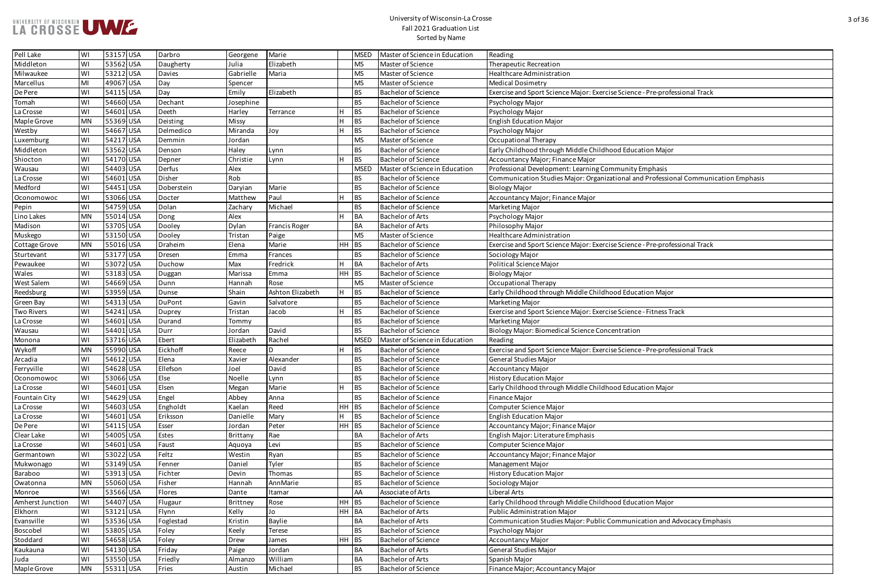# University of Wisconsin-La Crosse
## Fall 2021 Graduation List
### Sorted by Name

| | | | | | | | | | | |
|---|---|---|---|---|---|---|---|---|---|---|
| Pell Lake | WI | 53157 | USA | Darbro | Georgene | Marie | | MSED | Master of Science in Education | Reading |
| Middleton | WI | 53562 | USA | Daugherty | Julia | Elizabeth | | MS | Master of Science | Therapeutic Recreation |
| Milwaukee | WI | 53212 | USA | Davies | Gabrielle | Maria | | MS | Master of Science | Healthcare Administration |
| Marcellus | MI | 49067 | USA | Day | Spencer | | | MS | Master of Science | Medical Dosimetry |
| De Pere | WI | 54115 | USA | Day | Emily | Elizabeth | | BS | Bachelor of Science | Exercise and Sport Science Major: Exercise Science - Pre-professional Track |
| Tomah | WI | 54660 | USA | Dechant | Josephine | | | BS | Bachelor of Science | Psychology Major |
| La Crosse | WI | 54601 | USA | Deeth | Harley | Terrance | H | BS | Bachelor of Science | Psychology Major |
| Maple Grove | MN | 55369 | USA | Deisting | Missy | | H | BS | Bachelor of Science | English Education Major |
| Westby | WI | 54667 | USA | Delmedico | Miranda | Joy | H | BS | Bachelor of Science | Psychology Major |
| Luxemburg | WI | 54217 | USA | Demmin | Jordan | | | MS | Master of Science | Occupational Therapy |
| Middleton | WI | 53562 | USA | Denson | Haley | Lynn | | BS | Bachelor of Science | Early Childhood through Middle Childhood Education Major |
| Shiocton | WI | 54170 | USA | Depner | Christie | Lynn | H | BS | Bachelor of Science | Accountancy Major; Finance Major |
| Wausau | WI | 54403 | USA | Derfus | Alex | | | MSED | Master of Science in Education | Professional Development: Learning Community Emphasis |
| La Crosse | WI | 54601 | USA | Disher | Rob | | | BS | Bachelor of Science | Communication Studies Major: Organizational and Professional Communication Emphasis |
| Medford | WI | 54451 | USA | Doberstein | Daryian | Marie | | BS | Bachelor of Science | Biology Major |
| Oconomowoc | WI | 53066 | USA | Docter | Matthew | Paul | H | BS | Bachelor of Science | Accountancy Major; Finance Major |
| Pepin | WI | 54759 | USA | Dolan | Zachary | Michael | | BS | Bachelor of Science | Marketing Major |
| Lino Lakes | MN | 55014 | USA | Dong | Alex | | H | BA | Bachelor of Arts | Psychology Major |
| Madison | WI | 53705 | USA | Dooley | Dylan | Francis Roger | | BA | Bachelor of Arts | Philosophy Major |
| Muskego | WI | 53150 | USA | Dooley | Tristan | Paige | | MS | Master of Science | Healthcare Administration |
| Cottage Grove | MN | 55016 | USA | Draheim | Elena | Marie | HH | BS | Bachelor of Science | Exercise and Sport Science Major: Exercise Science - Pre-professional Track |
| Sturtevant | WI | 53177 | USA | Dresen | Emma | Frances | | BS | Bachelor of Science | Sociology Major |
| Pewaukee | WI | 53072 | USA | Duchow | Max | Fredrick | H | BA | Bachelor of Arts | Political Science Major |
| Wales | WI | 53183 | USA | Duggan | Marissa | Emma | HH | BS | Bachelor of Science | Biology Major |
| West Salem | WI | 54669 | USA | Dunn | Hannah | Rose | | MS | Master of Science | Occupational Therapy |
| Reedsburg | WI | 53959 | USA | Dunse | Shain | Ashton Elizabeth | H | BS | Bachelor of Science | Early Childhood through Middle Childhood Education Major |
| Green Bay | WI | 54313 | USA | DuPont | Gavin | Salvatore | | BS | Bachelor of Science | Marketing Major |
| Two Rivers | WI | 54241 | USA | Duprey | Tristan | Jacob | H | BS | Bachelor of Science | Exercise and Sport Science Major: Exercise Science - Fitness Track |
| La Crosse | WI | 54601 | USA | Durand | Tommy | | | BS | Bachelor of Science | Marketing Major |
| Wausau | WI | 54401 | USA | Durr | Jordan | David | | BS | Bachelor of Science | Biology Major: Biomedical Science Concentration |
| Monona | WI | 53716 | USA | Ebert | Elizabeth | Rachel | | MSED | Master of Science in Education | Reading |
| Wykoff | MN | 55990 | USA | Eickhoff | Reece | D | H | BS | Bachelor of Science | Exercise and Sport Science Major: Exercise Science - Pre-professional Track |
| Arcadia | WI | 54612 | USA | Elena | Xavier | Alexander | | BS | Bachelor of Science | General Studies Major |
| Ferryville | WI | 54628 | USA | Ellefson | Joel | David | | BS | Bachelor of Science | Accountancy Major |
| Oconomowoc | WI | 53066 | USA | Else | Noelle | Lynn | | BS | Bachelor of Science | History Education Major |
| La Crosse | WI | 54601 | USA | Elsen | Megan | Marie | H | BS | Bachelor of Science | Early Childhood through Middle Childhood Education Major |
| Fountain City | WI | 54629 | USA | Engel | Abbey | Anna | | BS | Bachelor of Science | Finance Major |
| La Crosse | WI | 54603 | USA | Engholdt | Kaelan | Reed | HH | BS | Bachelor of Science | Computer Science Major |
| La Crosse | WI | 54601 | USA | Eriksson | Danielle | Mary | H | BS | Bachelor of Science | English Education Major |
| De Pere | WI | 54115 | USA | Esser | Jordan | Peter | HH | BS | Bachelor of Science | Accountancy Major; Finance Major |
| Clear Lake | WI | 54005 | USA | Estes | Brittany | Rae | | BA | Bachelor of Arts | English Major: Literature Emphasis |
| La Crosse | WI | 54601 | USA | Faust | Aquoya | Levi | | BS | Bachelor of Science | Computer Science Major |
| Germantown | WI | 53022 | USA | Feltz | Westin | Ryan | | BS | Bachelor of Science | Accountancy Major; Finance Major |
| Mukwonago | WI | 53149 | USA | Fenner | Daniel | Tyler | | BS | Bachelor of Science | Management Major |
| Baraboo | WI | 53913 | USA | Fichter | Devin | Thomas | | BS | Bachelor of Science | History Education Major |
| Owatonna | MN | 55060 | USA | Fisher | Hannah | AnnMarie | | BS | Bachelor of Science | Sociology Major |
| Monroe | WI | 53566 | USA | Flores | Dante | Itamar | | AA | Associate of Arts | Liberal Arts |
| Amherst Junction | WI | 54407 | USA | Flugaur | Brittney | Rose | HH | BS | Bachelor of Science | Early Childhood through Middle Childhood Education Major |
| Elkhorn | WI | 53121 | USA | Flynn | Kelly | Jo | HH | BA | Bachelor of Arts | Public Administration Major |
| Evansville | WI | 53536 | USA | Foglestad | Kristin | Baylie | | BA | Bachelor of Arts | Communication Studies Major: Public Communication and Advocacy Emphasis |
| Boscobel | WI | 53805 | USA | Foley | Keely | Terese | | BS | Bachelor of Science | Psychology Major |
| Stoddard | WI | 54658 | USA | Foley | Drew | James | HH | BS | Bachelor of Science | Accountancy Major |
| Kaukauna | WI | 54130 | USA | Friday | Paige | Jordan | | BA | Bachelor of Arts | General Studies Major |
| Juda | WI | 53550 | USA | Friedly | Almanzo | William | | BA | Bachelor of Arts | Spanish Major |
| Maple Grove | MN | 55311 | USA | Fries | Austin | Michael | | BS | Bachelor of Science | Finance Major; Accountancy Major |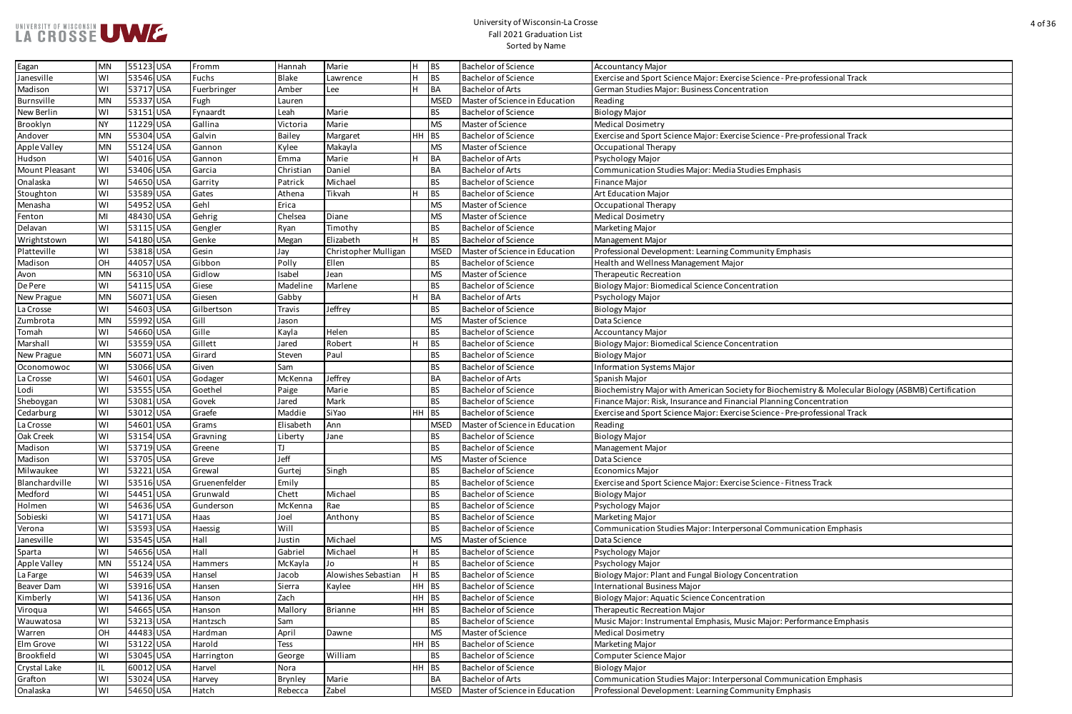# University of Wisconsin-La Crosse
## Fall 2021 Graduation List
### Sorted by Name

| | | | | | | | | | | |
|---|---|---|---|---|---|---|---|---|---|---|
| Eagan | MN | 55123 | USA | Fromm | Hannah | Marie | H | BS | Bachelor of Science | Accountancy Major |
| Janesville | WI | 53546 | USA | Fuchs | Blake | Lawrence | H | BS | Bachelor of Science | Exercise and Sport Science Major: Exercise Science - Pre-professional Track |
| Madison | WI | 53717 | USA | Fuerbringer | Amber | Lee | H | BA | Bachelor of Arts | German Studies Major: Business Concentration |
| Burnsville | MN | 55337 | USA | Fugh | Lauren | | | MSED | Master of Science in Education | Reading |
| New Berlin | WI | 53151 | USA | Fynaardt | Leah | Marie | | BS | Bachelor of Science | Biology Major |
| Brooklyn | NY | 11229 | USA | Gallina | Victoria | Marie | | MS | Master of Science | Medical Dosimetry |
| Andover | MN | 55304 | USA | Galvin | Bailey | Margaret | HH | BS | Bachelor of Science | Exercise and Sport Science Major: Exercise Science - Pre-professional Track |
| Apple Valley | MN | 55124 | USA | Gannon | Kylee | Makayla | | MS | Master of Science | Occupational Therapy |
| Hudson | WI | 54016 | USA | Gannon | Emma | Marie | H | BA | Bachelor of Arts | Psychology Major |
| Mount Pleasant | WI | 53406 | USA | Garcia | Christian | Daniel | | BA | Bachelor of Arts | Communication Studies Major: Media Studies Emphasis |
| Onalaska | WI | 54650 | USA | Garrity | Patrick | Michael | | BS | Bachelor of Science | Finance Major |
| Stoughton | WI | 53589 | USA | Gates | Athena | Tikvah | H | BS | Bachelor of Science | Art Education Major |
| Menasha | WI | 54952 | USA | Gehl | Erica | | | MS | Master of Science | Occupational Therapy |
| Fenton | MI | 48430 | USA | Gehrig | Chelsea | Diane | | MS | Master of Science | Medical Dosimetry |
| Delavan | WI | 53115 | USA | Gengler | Ryan | Timothy | | BS | Bachelor of Science | Marketing Major |
| Wrightstown | WI | 54180 | USA | Genke | Megan | Elizabeth | H | BS | Bachelor of Science | Management Major |
| Platteville | WI | 53818 | USA | Gesin | Jay | Christopher Mulligan | | MSED | Master of Science in Education | Professional Development: Learning Community Emphasis |
| Madison | OH | 44057 | USA | Gibbon | Polly | Ellen | | BS | Bachelor of Science | Health and Wellness Management Major |
| Avon | MN | 56310 | USA | Gidlow | Isabel | Jean | | MS | Master of Science | Therapeutic Recreation |
| De Pere | WI | 54115 | USA | Giese | Madeline | Marlene | | BS | Bachelor of Science | Biology Major: Biomedical Science Concentration |
| New Prague | MN | 56071 | USA | Giesen | Gabby | | H | BA | Bachelor of Arts | Psychology Major |
| La Crosse | WI | 54603 | USA | Gilbertson | Travis | Jeffrey | | BS | Bachelor of Science | Biology Major |
| Zumbrota | MN | 55992 | USA | Gill | Jason | | | MS | Master of Science | Data Science |
| Tomah | WI | 54660 | USA | Gille | Kayla | Helen | | BS | Bachelor of Science | Accountancy Major |
| Marshall | WI | 53559 | USA | Gillett | Jared | Robert | H | BS | Bachelor of Science | Biology Major: Biomedical Science Concentration |
| New Prague | MN | 56071 | USA | Girard | Steven | Paul | | BS | Bachelor of Science | Biology Major |
| Oconomowoc | WI | 53066 | USA | Given | Sam | | | BS | Bachelor of Science | Information Systems Major |
| La Crosse | WI | 54601 | USA | Godager | McKenna | Jeffrey | | BA | Bachelor of Arts | Spanish Major |
| Lodi | WI | 53555 | USA | Goethel | Paige | Marie | | BS | Bachelor of Science | Biochemistry Major with American Society for Biochemistry & Molecular Biology (ASBMB) Certification |
| Sheboygan | WI | 53081 | USA | Govek | Jared | Mark | | BS | Bachelor of Science | Finance Major: Risk, Insurance and Financial Planning Concentration |
| Cedarburg | WI | 53012 | USA | Graefe | Maddie | SiYao | HH | BS | Bachelor of Science | Exercise and Sport Science Major: Exercise Science - Pre-professional Track |
| La Crosse | WI | 54601 | USA | Grams | Elisabeth | Ann | | MSED | Master of Science in Education | Reading |
| Oak Creek | WI | 53154 | USA | Gravning | Liberty | Jane | | BS | Bachelor of Science | Biology Major |
| Madison | WI | 53719 | USA | Greene | TJ | | | BS | Bachelor of Science | Management Major |
| Madison | WI | 53705 | USA | Greve | Jeff | | | MS | Master of Science | Data Science |
| Milwaukee | WI | 53221 | USA | Grewal | Gurtej | Singh | | BS | Bachelor of Science | Economics Major |
| Blanchardville | WI | 53516 | USA | Gruenenfelder | Emily | | | BS | Bachelor of Science | Exercise and Sport Science Major: Exercise Science - Fitness Track |
| Medford | WI | 54451 | USA | Grunwald | Chett | Michael | | BS | Bachelor of Science | Biology Major |
| Holmen | WI | 54636 | USA | Gunderson | McKenna | Rae | | BS | Bachelor of Science | Psychology Major |
| Sobieski | WI | 54171 | USA | Haas | Joel | Anthony | | BS | Bachelor of Science | Marketing Major |
| Verona | WI | 53593 | USA | Haessig | Will | | | BS | Bachelor of Science | Communication Studies Major: Interpersonal Communication Emphasis |
| Janesville | WI | 53545 | USA | Hall | Justin | Michael | | MS | Master of Science | Data Science |
| Sparta | WI | 54656 | USA | Hall | Gabriel | Michael | H | BS | Bachelor of Science | Psychology Major |
| Apple Valley | MN | 55124 | USA | Hammers | McKayla | Jo | H | BS | Bachelor of Science | Psychology Major |
| La Farge | WI | 54639 | USA | Hansel | Jacob | Alowishes Sebastian | H | BS | Bachelor of Science | Biology Major: Plant and Fungal Biology Concentration |
| Beaver Dam | WI | 53916 | USA | Hansen | Sierra | Kaylee | HH | BS | Bachelor of Science | International Business Major |
| Kimberly | WI | 54136 | USA | Hanson | Zach | | HH | BS | Bachelor of Science | Biology Major: Aquatic Science Concentration |
| Viroqua | WI | 54665 | USA | Hanson | Mallory | Brianne | HH | BS | Bachelor of Science | Therapeutic Recreation Major |
| Wauwatosa | WI | 53213 | USA | Hantzsch | Sam | | | BS | Bachelor of Science | Music Major: Instrumental Emphasis, Music Major: Performance Emphasis |
| Warren | OH | 44483 | USA | Hardman | April | Dawne | | MS | Master of Science | Medical Dosimetry |
| Elm Grove | WI | 53122 | USA | Harold | Tess | | HH | BS | Bachelor of Science | Marketing Major |
| Brookfield | WI | 53045 | USA | Harrington | George | William | | BS | Bachelor of Science | Computer Science Major |
| Crystal Lake | IL | 60012 | USA | Harvel | Nora | | HH | BS | Bachelor of Science | Biology Major |
| Grafton | WI | 53024 | USA | Harvey | Brynley | Marie | | BA | Bachelor of Arts | Communication Studies Major: Interpersonal Communication Emphasis |
| Onalaska | WI | 54650 | USA | Hatch | Rebecca | Zabel | | MSED | Master of Science in Education | Professional Development: Learning Community Emphasis |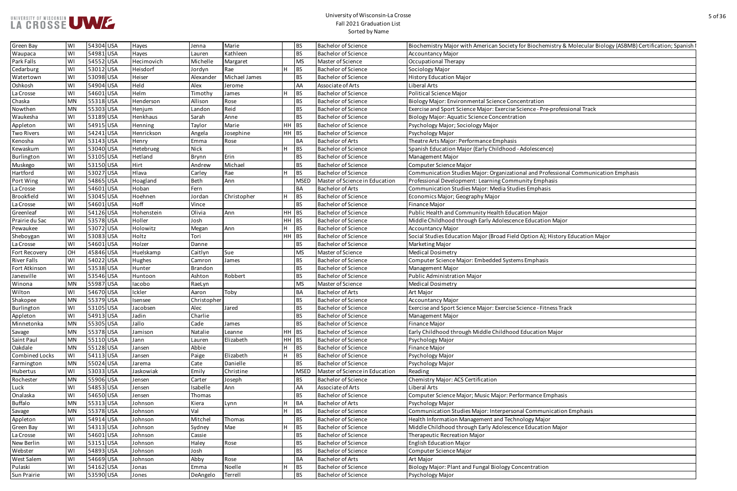| | | | | | | | | | | |
|---|---|---|---|---|---|---|---|---|---|---|
| Green Bay | WI | 54304 | USA | Hayes | Jenna | Marie | | BS | Bachelor of Science | Biochemistry Major with American Society for Biochemistry & Molecular Biology (ASBMB) Certification; Spanish I |
| Waupaca | WI | 54981 | USA | Hayes | Lauren | Kathleen | | BS | Bachelor of Science | Accountancy Major |
| Park Falls | WI | 54552 | USA | Hecimovich | Michelle | Margaret | | MS | Master of Science | Occupational Therapy |
| Cedarburg | WI | 53012 | USA | Heisdorf | Jordyn | Rae | H | BS | Bachelor of Science | Sociology Major |
| Watertown | WI | 53098 | USA | Heiser | Alexander | Michael James | | BS | Bachelor of Science | History Education Major |
| Oshkosh | WI | 54904 | USA | Held | Alex | Jerome | | AA | Associate of Arts | Liberal Arts |
| La Crosse | WI | 54601 | USA | Helm | Timothy | James | H | BS | Bachelor of Science | Political Science Major |
| Chaska | MN | 55318 | USA | Henderson | Allison | Rose | | BS | Bachelor of Science | Biology Major: Environmental Science Concentration |
| Nowthen | MN | 55303 | USA | Henjum | Landon | Reid | | BS | Bachelor of Science | Exercise and Sport Science Major: Exercise Science - Pre-professional Track |
| Waukesha | WI | 53189 | USA | Henkhaus | Sarah | Anne | | BS | Bachelor of Science | Biology Major: Aquatic Science Concentration |
| Appleton | WI | 54915 | USA | Henning | Taylor | Marie | HH | BS | Bachelor of Science | Psychology Major; Sociology Major |
| Two Rivers | WI | 54241 | USA | Henrickson | Angela | Josephine | HH | BS | Bachelor of Science | Psychology Major |
| Kenosha | WI | 53143 | USA | Henry | Emma | Rose | | BA | Bachelor of Arts | Theatre Arts Major: Performance Emphasis |
| Kewaskum | WI | 53040 | USA | Hetebrueg | Nick | | H | BS | Bachelor of Science | Spanish Education Major (Early Childhood - Adolescence) |
| Burlington | WI | 53105 | USA | Hetland | Brynn | Erin | | BS | Bachelor of Science | Management Major |
| Muskego | WI | 53150 | USA | Hirt | Andrew | Michael | | BS | Bachelor of Science | Computer Science Major |
| Hartford | WI | 53027 | USA | Hlava | Carley | Rae | H | BS | Bachelor of Science | Communication Studies Major: Organizational and Professional Communication Emphasis |
| Port Wing | WI | 54865 | USA | Hoagland | Beth | Ann | | MSED | Master of Science in Education | Professional Development: Learning Community Emphasis |
| La Crosse | WI | 54601 | USA | Hoban | Fern | | | BA | Bachelor of Arts | Communication Studies Major: Media Studies Emphasis |
| Brookfield | WI | 53045 | USA | Hoehnen | Jordan | Christopher | H | BS | Bachelor of Science | Economics Major; Geography Major |
| La Crosse | WI | 54601 | USA | Hoff | Vince | | | BS | Bachelor of Science | Finance Major |
| Greenleaf | WI | 54126 | USA | Hohenstein | Olivia | Ann | HH | BS | Bachelor of Science | Public Health and Community Health Education Major |
| Prairie du Sac | WI | 53578 | USA | Holler | Josh | | HH | BS | Bachelor of Science | Middle Childhood through Early Adolescence Education Major |
| Pewaukee | WI | 53072 | USA | Holowitz | Megan | Ann | H | BS | Bachelor of Science | Accountancy Major |
| Sheboygan | WI | 53083 | USA | Holtz | Tori | | HH | BS | Bachelor of Science | Social Studies Education Major (Broad Field Option A); History Education Major |
| La Crosse | WI | 54601 | USA | Holzer | Danne | | | BS | Bachelor of Science | Marketing Major |
| Fort Recovery | OH | 45846 | USA | Huelskamp | Caitlyn | Sue | | MS | Master of Science | Medical Dosimetry |
| River Falls | WI | 54022 | USA | Hughes | Camron | James | | BS | Bachelor of Science | Computer Science Major: Embedded Systems Emphasis |
| Fort Atkinson | WI | 53538 | USA | Hunter | Brandon | | | BS | Bachelor of Science | Management Major |
| Janesville | WI | 53546 | USA | Huntoon | Ashton | Robbert | | BS | Bachelor of Science | Public Administration Major |
| Winona | MN | 55987 | USA | Iacobo | RaeLyn | | | MS | Master of Science | Medical Dosimetry |
| Wilton | WI | 54670 | USA | Ickler | Aaron | Toby | | BA | Bachelor of Arts | Art Major |
| Shakopee | MN | 55379 | USA | Isensee | Christopher | | | BS | Bachelor of Science | Accountancy Major |
| Burlington | WI | 53105 | USA | Jacobsen | Alec | Jared | | BS | Bachelor of Science | Exercise and Sport Science Major: Exercise Science - Fitness Track |
| Appleton | WI | 54913 | USA | Jadin | Charlie | | | BS | Bachelor of Science | Management Major |
| Minnetonka | MN | 55305 | USA | Jallo | Cade | James | | BS | Bachelor of Science | Finance Major |
| Savage | MN | 55378 | USA | Jamison | Natalie | Leanne | HH | BS | Bachelor of Science | Early Childhood through Middle Childhood Education Major |
| Saint Paul | MN | 55110 | USA | Jann | Lauren | Elizabeth | HH | BS | Bachelor of Science | Psychology Major |
| Oakdale | MN | 55128 | USA | Jansen | Abbie | | H | BS | Bachelor of Science | Finance Major |
| Combined Locks | WI | 54113 | USA | Jansen | Paige | Elizabeth | H | BS | Bachelor of Science | Psychology Major |
| Farmington | MN | 55024 | USA | Jarema | Cate | Danielle | | BS | Bachelor of Science | Psychology Major |
| Hubertus | WI | 53033 | USA | Jaskowiak | Emily | Christine | | MSED | Master of Science in Education | Reading |
| Rochester | MN | 55906 | USA | Jensen | Carter | Joseph | | BS | Bachelor of Science | Chemistry Major: ACS Certification |
| Luck | WI | 54853 | USA | Jensen | Isabelle | Ann | | AA | Associate of Arts | Liberal Arts |
| Onalaska | WI | 54650 | USA | Jensen | Thomas | | | BS | Bachelor of Science | Computer Science Major; Music Major: Performance Emphasis |
| Buffalo | MN | 55313 | USA | Johnson | Kiera | Lynn | H | BA | Bachelor of Arts | Psychology Major |
| Savage | MN | 55378 | USA | Johnson | Val | | H | BS | Bachelor of Science | Communication Studies Major: Interpersonal Communication Emphasis |
| Appleton | WI | 54914 | USA | Johnson | Mitchel | Thomas | | BS | Bachelor of Science | Health Information Management and Technology Major |
| Green Bay | WI | 54313 | USA | Johnson | Sydney | Mae | H | BS | Bachelor of Science | Middle Childhood through Early Adolescence Education Major |
| La Crosse | WI | 54601 | USA | Johnson | Cassie | | | BS | Bachelor of Science | Therapeutic Recreation Major |
| New Berlin | WI | 53151 | USA | Johnson | Haley | Rose | | BS | Bachelor of Science | English Education Major |
| Webster | WI | 54893 | USA | Johnson | Josh | | | BS | Bachelor of Science | Computer Science Major |
| West Salem | WI | 54669 | USA | Johnson | Abby | Rose | | BA | Bachelor of Arts | Art Major |
| Pulaski | WI | 54162 | USA | Jonas | Emma | Noelle | H | BS | Bachelor of Science | Biology Major: Plant and Fungal Biology Concentration |
| Sun Prairie | WI | 53590 | USA | Jones | DeAngelo | Terrell | | BS | Bachelor of Science | Psychology Major |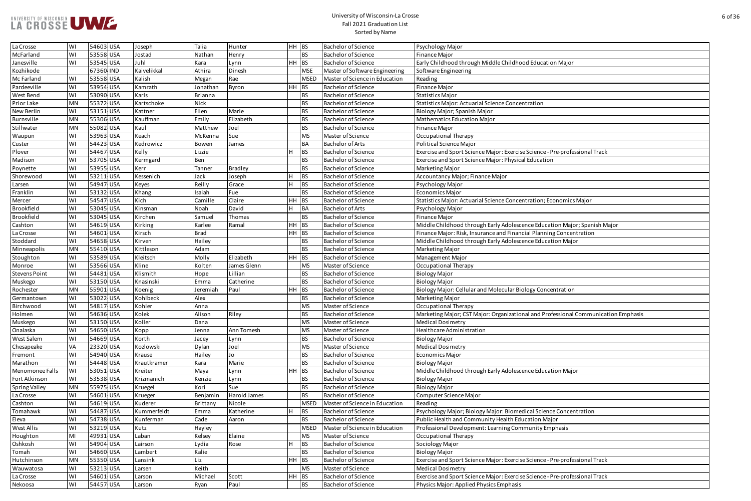# University of Wisconsin-La Crosse
## Fall 2021 Graduation List
### Sorted by Name

| | | | | | | | | | | | |
|---|---|---|---|---|---|---|---|---|---|---|---|
| La Crosse | WI | 54603 | USA | Joseph | Talia | Hunter | HH | BS | Bachelor of Science | Psychology Major |
| McFarland | WI | 53558 | USA | Jostad | Nathan | Henry | | BS | Bachelor of Science | Finance Major |
| Janesville | WI | 53545 | USA | Juhl | Kara | Lynn | HH | BS | Bachelor of Science | Early Childhood through Middle Childhood Education Major |
| Kozhikode | | 67360 | IND | Kaivelikkal | Athira | Dinesh | | MSE | Master of Software Engineering | Software Engineering |
| Mc Farland | WI | 53558 | USA | Kalish | Megan | Rae | | MSED | Master of Science in Education | Reading |
| Pardeeville | WI | 53954 | USA | Kamrath | Jonathan | Byron | HH | BS | Bachelor of Science | Finance Major |
| West Bend | WI | 53090 | USA | Karls | Brianna | | | BS | Bachelor of Science | Statistics Major |
| Prior Lake | MN | 55372 | USA | Kartschoke | Nick | | | BS | Bachelor of Science | Statistics Major: Actuarial Science Concentration |
| New Berlin | WI | 53151 | USA | Kattner | Ellen | Marie | | BS | Bachelor of Science | Biology Major; Spanish Major |
| Burnsville | MN | 55306 | USA | Kauffman | Emily | Elizabeth | | BS | Bachelor of Science | Mathematics Education Major |
| Stillwater | MN | 55082 | USA | Kaul | Matthew | Joel | | BS | Bachelor of Science | Finance Major |
| Waupun | WI | 53963 | USA | Keach | McKenna | Sue | | MS | Master of Science | Occupational Therapy |
| Custer | WI | 54423 | USA | Kedrowicz | Bowen | James | | BA | Bachelor of Arts | Political Science Major |
| Plover | WI | 54467 | USA | Kelly | Lizzie | | H | BS | Bachelor of Science | Exercise and Sport Science Major: Exercise Science - Pre-professional Track |
| Madison | WI | 53705 | USA | Kermgard | Ben | | | BS | Bachelor of Science | Exercise and Sport Science Major: Physical Education |
| Poynette | WI | 53955 | USA | Kerr | Tanner | Bradley | | BS | Bachelor of Science | Marketing Major |
| Shorewood | WI | 53211 | USA | Kessenich | Jack | Joseph | H | BS | Bachelor of Science | Accountancy Major; Finance Major |
| Larsen | WI | 54947 | USA | Keyes | Reilly | Grace | H | BS | Bachelor of Science | Psychology Major |
| Franklin | WI | 53132 | USA | Khang | Isaiah | Fue | | BS | Bachelor of Science | Economics Major |
| Mercer | WI | 54547 | USA | Kich | Camille | Claire | HH | BS | Bachelor of Science | Statistics Major: Actuarial Science Concentration; Economics Major |
| Brookfield | WI | 53045 | USA | Kinsman | Noah | David | H | BA | Bachelor of Arts | Psychology Major |
| Brookfield | WI | 53045 | USA | Kirchen | Samuel | Thomas | | BS | Bachelor of Science | Finance Major |
| Cashton | WI | 54619 | USA | Kirking | Karlee | Ramal | HH | BS | Bachelor of Science | Middle Childhood through Early Adolescence Education Major; Spanish Major |
| La Crosse | WI | 54601 | USA | Kirsch | Brad | | HH | BS | Bachelor of Science | Finance Major: Risk, Insurance and Financial Planning Concentration |
| Stoddard | WI | 54658 | USA | Kirven | Hailey | | | BS | Bachelor of Science | Middle Childhood through Early Adolescence Education Major |
| Minneapolis | MN | 55410 | USA | Kittleson | Adam | | | BS | Bachelor of Science | Marketing Major |
| Stoughton | WI | 53589 | USA | Kleitsch | Molly | Elizabeth | HH | BS | Bachelor of Science | Management Major |
| Monroe | WI | 53566 | USA | Kline | Kolten | James Glenn | | MS | Master of Science | Occupational Therapy |
| Stevens Point | WI | 54481 | USA | Klismith | Hope | Lillian | | BS | Bachelor of Science | Biology Major |
| Muskego | WI | 53150 | USA | Knasinski | Emma | Catherine | | BS | Bachelor of Science | Biology Major |
| Rochester | MN | 55901 | USA | Koenig | Jeremiah | Paul | HH | BS | Bachelor of Science | Biology Major: Cellular and Molecular Biology Concentration |
| Germantown | WI | 53022 | USA | Kohlbeck | Alex | | | BS | Bachelor of Science | Marketing Major |
| Birchwood | WI | 54817 | USA | Kohler | Anna | | | MS | Master of Science | Occupational Therapy |
| Holmen | WI | 54636 | USA | Kolek | Alison | Riley | | BS | Bachelor of Science | Marketing Major; CST Major: Organizational and Professional Communication Emphasis |
| Muskego | WI | 53150 | USA | Koller | Dana | | | MS | Master of Science | Medical Dosimetry |
| Onalaska | WI | 54650 | USA | Kopp | Jenna | Ann Tomesh | | MS | Master of Science | Healthcare Administration |
| West Salem | WI | 54669 | USA | Korth | Jacey | Lynn | | BS | Bachelor of Science | Biology Major |
| Chesapeake | VA | 23320 | USA | Kozlowski | Dylan | Joel | | MS | Master of Science | Medical Dosimetry |
| Fremont | WI | 54940 | USA | Krause | Hailey | Jo | | BS | Bachelor of Science | Economics Major |
| Marathon | WI | 54448 | USA | Krautkramer | Kara | Marie | | BS | Bachelor of Science | Biology Major |
| Menomonee Falls | WI | 53051 | USA | Kreiter | Maya | Lynn | HH | BS | Bachelor of Science | Middle Childhood through Early Adolescence Education Major |
| Fort Atkinson | WI | 53538 | USA | Krizmanich | Kenzie | Lynn | | BS | Bachelor of Science | Biology Major |
| Spring Valley | MN | 55975 | USA | Kruegel | Kori | Sue | | BS | Bachelor of Science | Biology Major |
| La Crosse | WI | 54601 | USA | Krueger | Benjamin | Harold James | | BS | Bachelor of Science | Computer Science Major |
| Cashton | WI | 54619 | USA | Kuderer | Brittany | Nicole | | MSED | Master of Science in Education | Reading |
| Tomahawk | WI | 54487 | USA | Kummerfeldt | Emma | Katherine | H | BS | Bachelor of Science | Psychology Major; Biology Major: Biomedical Science Concentration |
| Eleva | WI | 54738 | USA | Kunferman | Cade | Aaron | | BS | Bachelor of Science | Public Health and Community Health Education Major |
| West Allis | WI | 53219 | USA | Kutz | Hayley | | | MSED | Master of Science in Education | Professional Development: Learning Community Emphasis |
| Houghton | MI | 49931 | USA | Laban | Kelsey | Elaine | | MS | Master of Science | Occupational Therapy |
| Oshkosh | WI | 54904 | USA | Lairson | Lydia | Rose | H | BS | Bachelor of Science | Sociology Major |
| Tomah | WI | 54660 | USA | Lambert | Kalie | | | BS | Bachelor of Science | Biology Major |
| Hutchinson | MN | 55350 | USA | Lansink | Liz | | HH | BS | Bachelor of Science | Exercise and Sport Science Major: Exercise Science - Pre-professional Track |
| Wauwatosa | WI | 53213 | USA | Larsen | Keith | | | MS | Master of Science | Medical Dosimetry |
| La Crosse | WI | 54601 | USA | Larson | Michael | Scott | HH | BS | Bachelor of Science | Exercise and Sport Science Major: Exercise Science - Pre-professional Track |
| Nekoosa | WI | 54457 | USA | Larson | Ryan | Paul | | BS | Bachelor of Science | Physics Major: Applied Physics Emphasis |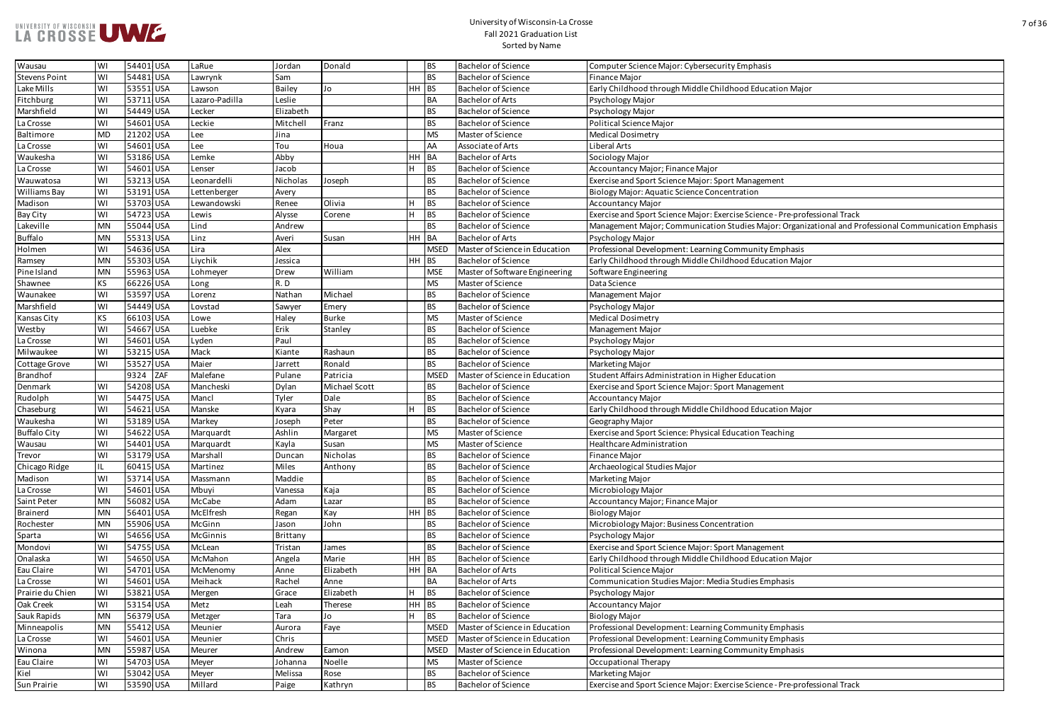# University of Wisconsin-La Crosse
## Fall 2021 Graduation List
### Sorted by Name

| | | | | | | | | | | | |
|---|---|---|---|---|---|---|---|---|---|---|---|
| Wausau | WI | 54401 | USA | LaRue | Jordan | Donald | | BS | Bachelor of Science | Computer Science Major: Cybersecurity Emphasis |
| Stevens Point | WI | 54481 | USA | Lawrynk | Sam | | | BS | Bachelor of Science | Finance Major |
| Lake Mills | WI | 53551 | USA | Lawson | Bailey | Jo | HH | BS | Bachelor of Science | Early Childhood through Middle Childhood Education Major |
| Fitchburg | WI | 53711 | USA | Lazaro-Padilla | Leslie | | | BA | Bachelor of Arts | Psychology Major |
| Marshfield | WI | 54449 | USA | Lecker | Elizabeth | | | BS | Bachelor of Science | Psychology Major |
| La Crosse | WI | 54601 | USA | Leckie | Mitchell | Franz | | BS | Bachelor of Science | Political Science Major |
| Baltimore | MD | 21202 | USA | Lee | Jina | | | MS | Master of Science | Medical Dosimetry |
| La Crosse | WI | 54601 | USA | Lee | Tou | Houa | | AA | Associate of Arts | Liberal Arts |
| Waukesha | WI | 53186 | USA | Lemke | Abby | | HH | BA | Bachelor of Arts | Sociology Major |
| La Crosse | WI | 54601 | USA | Lenser | Jacob | | H | BS | Bachelor of Science | Accountancy Major; Finance Major |
| Wauwatosa | WI | 53213 | USA | Leonardelli | Nicholas | Joseph | | BS | Bachelor of Science | Exercise and Sport Science Major: Sport Management |
| Williams Bay | WI | 53191 | USA | Lettenberger | Avery | | | BS | Bachelor of Science | Biology Major: Aquatic Science Concentration |
| Madison | WI | 53703 | USA | Lewandowski | Renee | Olivia | H | BS | Bachelor of Science | Accountancy Major |
| Bay City | WI | 54723 | USA | Lewis | Alysse | Corene | H | BS | Bachelor of Science | Exercise and Sport Science Major: Exercise Science - Pre-professional Track |
| Lakeville | MN | 55044 | USA | Lind | Andrew | | | BS | Bachelor of Science | Management Major; Communication Studies Major: Organizational and Professional Communication Emphasis |
| Buffalo | MN | 55313 | USA | Linz | Averi | Susan | HH | BA | Bachelor of Arts | Psychology Major |
| Holmen | WI | 54636 | USA | Lira | Alex | | | MSED | Master of Science in Education | Professional Development: Learning Community Emphasis |
| Ramsey | MN | 55303 | USA | Liychik | Jessica | | HH | BS | Bachelor of Science | Early Childhood through Middle Childhood Education Major |
| Pine Island | MN | 55963 | USA | Lohmeyer | Drew | William | | MSE | Master of Software Engineering | Software Engineering |
| Shawnee | KS | 66226 | USA | Long | R. D | | | MS | Master of Science | Data Science |
| Waunakee | WI | 53597 | USA | Lorenz | Nathan | Michael | | BS | Bachelor of Science | Management Major |
| Marshfield | WI | 54449 | USA | Lovstad | Sawyer | Emery | | BS | Bachelor of Science | Psychology Major |
| Kansas City | KS | 66103 | USA | Lowe | Haley | Burke | | MS | Master of Science | Medical Dosimetry |
| Westby | WI | 54667 | USA | Luebke | Erik | Stanley | | BS | Bachelor of Science | Management Major |
| La Crosse | WI | 54601 | USA | Lyden | Paul | | | BS | Bachelor of Science | Psychology Major |
| Milwaukee | WI | 53215 | USA | Mack | Kiante | Rashaun | | BS | Bachelor of Science | Psychology Major |
| Cottage Grove | WI | 53527 | USA | Maier | Jarrett | Ronald | | BS | Bachelor of Science | Marketing Major |
| Brandhof | | 9324 | ZAF | Malefane | Pulane | Patricia | | MSED | Master of Science in Education | Student Affairs Administration in Higher Education |
| Denmark | WI | 54208 | USA | Mancheski | Dylan | Michael Scott | | BS | Bachelor of Science | Exercise and Sport Science Major: Sport Management |
| Rudolph | WI | 54475 | USA | Mancl | Tyler | Dale | | BS | Bachelor of Science | Accountancy Major |
| Chaseburg | WI | 54621 | USA | Manske | Kyara | Shay | H | BS | Bachelor of Science | Early Childhood through Middle Childhood Education Major |
| Waukesha | WI | 53189 | USA | Markey | Joseph | Peter | | BS | Bachelor of Science | Geography Major |
| Buffalo City | WI | 54622 | USA | Marquardt | Ashlin | Margaret | | MS | Master of Science | Exercise and Sport Science: Physical Education Teaching |
| Wausau | WI | 54401 | USA | Marquardt | Kayla | Susan | | MS | Master of Science | Healthcare Administration |
| Trevor | WI | 53179 | USA | Marshall | Duncan | Nicholas | | BS | Bachelor of Science | Finance Major |
| Chicago Ridge | IL | 60415 | USA | Martinez | Miles | Anthony | | BS | Bachelor of Science | Archaeological Studies Major |
| Madison | WI | 53714 | USA | Massmann | Maddie | | | BS | Bachelor of Science | Marketing Major |
| La Crosse | WI | 54601 | USA | Mbuyi | Vanessa | Kaja | | BS | Bachelor of Science | Microbiology Major |
| Saint Peter | MN | 56082 | USA | McCabe | Adam | Lazar | | BS | Bachelor of Science | Accountancy Major; Finance Major |
| Brainerd | MN | 56401 | USA | McElfresh | Regan | Kay | HH | BS | Bachelor of Science | Biology Major |
| Rochester | MN | 55906 | USA | McGinn | Jason | John | | BS | Bachelor of Science | Microbiology Major: Business Concentration |
| Sparta | WI | 54656 | USA | McGinnis | Brittany | | | BS | Bachelor of Science | Psychology Major |
| Mondovi | WI | 54755 | USA | McLean | Tristan | James | | BS | Bachelor of Science | Exercise and Sport Science Major: Sport Management |
| Onalaska | WI | 54650 | USA | McMahon | Angela | Marie | HH | BS | Bachelor of Science | Early Childhood through Middle Childhood Education Major |
| Eau Claire | WI | 54701 | USA | McMenomy | Anne | Elizabeth | HH | BA | Bachelor of Arts | Political Science Major |
| La Crosse | WI | 54601 | USA | Meihack | Rachel | Anne | | BA | Bachelor of Arts | Communication Studies Major: Media Studies Emphasis |
| Prairie du Chien | WI | 53821 | USA | Mergen | Grace | Elizabeth | H | BS | Bachelor of Science | Psychology Major |
| Oak Creek | WI | 53154 | USA | Metz | Leah | Therese | HH | BS | Bachelor of Science | Accountancy Major |
| Sauk Rapids | MN | 56379 | USA | Metzger | Tara | Jo | H | BS | Bachelor of Science | Biology Major |
| Minneapolis | MN | 55412 | USA | Meunier | Aurora | Faye | | MSED | Master of Science in Education | Professional Development: Learning Community Emphasis |
| La Crosse | WI | 54601 | USA | Meunier | Chris | | | MSED | Master of Science in Education | Professional Development: Learning Community Emphasis |
| Winona | MN | 55987 | USA | Meurer | Andrew | Eamon | | MSED | Master of Science in Education | Professional Development: Learning Community Emphasis |
| Eau Claire | WI | 54703 | USA | Meyer | Johanna | Noelle | | MS | Master of Science | Occupational Therapy |
| Kiel | WI | 53042 | USA | Meyer | Melissa | Rose | | BS | Bachelor of Science | Marketing Major |
| Sun Prairie | WI | 53590 | USA | Millard | Paige | Kathryn | | BS | Bachelor of Science | Exercise and Sport Science Major: Exercise Science - Pre-professional Track |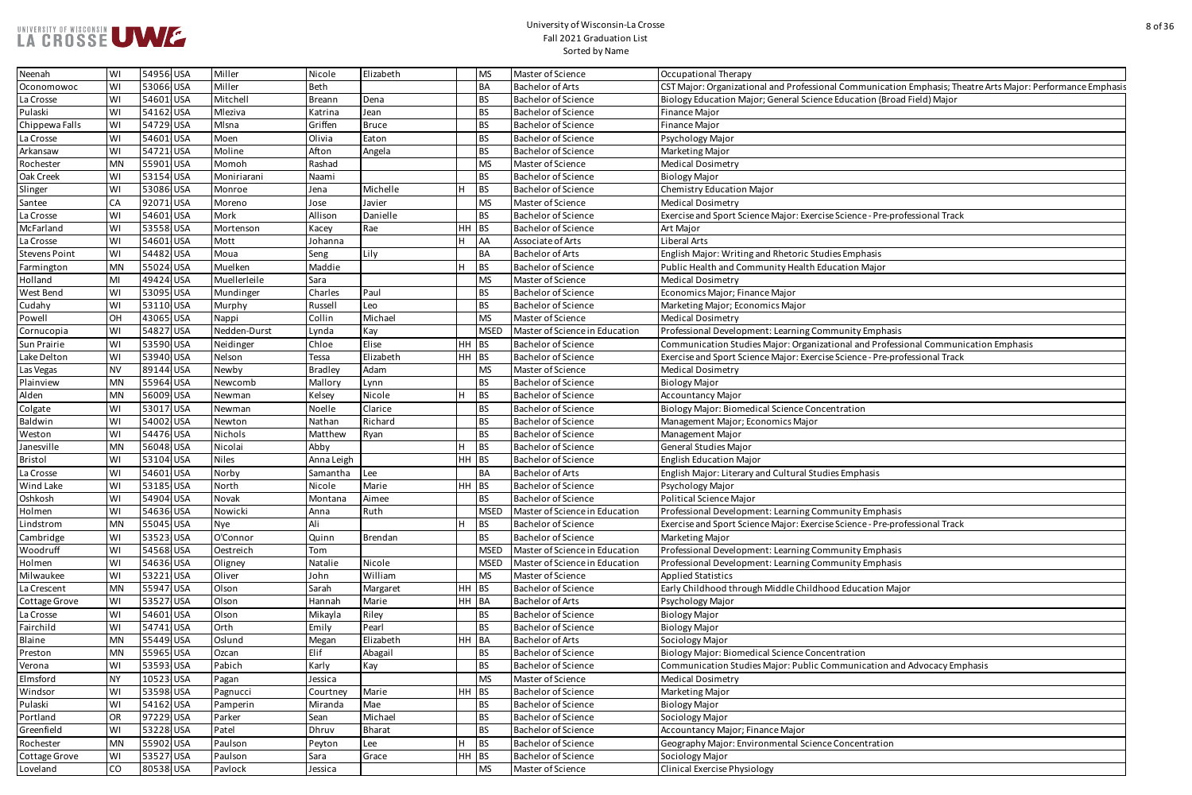# University of Wisconsin-La Crosse
## Fall 2021 Graduation List
### Sorted by Name

| | | | | | | | | | | |
|---|---|---|---|---|---|---|---|---|---|---|
| Neenah | WI | 54956 | USA | Miller | Nicole | Elizabeth | | MS | Master of Science | Occupational Therapy |
| Oconomowoc | WI | 53066 | USA | Miller | Beth | | | BA | Bachelor of Arts | CST Major: Organizational and Professional Communication Emphasis; Theatre Arts Major: Performance Emphasis |
| La Crosse | WI | 54601 | USA | Mitchell | Breann | Dena | | BS | Bachelor of Science | Biology Education Major; General Science Education (Broad Field) Major |
| Pulaski | WI | 54162 | USA | Mleziva | Katrina | Jean | | BS | Bachelor of Science | Finance Major |
| Chippewa Falls | WI | 54729 | USA | Mlsna | Griffen | Bruce | | BS | Bachelor of Science | Finance Major |
| La Crosse | WI | 54601 | USA | Moen | Olivia | Eaton | | BS | Bachelor of Science | Psychology Major |
| Arkansaw | WI | 54721 | USA | Moline | Afton | Angela | | BS | Bachelor of Science | Marketing Major |
| Rochester | MN | 55901 | USA | Momoh | Rashad | | | MS | Master of Science | Medical Dosimetry |
| Oak Creek | WI | 53154 | USA | Moniriarani | Naami | | | BS | Bachelor of Science | Biology Major |
| Slinger | WI | 53086 | USA | Monroe | Jena | Michelle | H | BS | Bachelor of Science | Chemistry Education Major |
| Santee | CA | 92071 | USA | Moreno | Jose | Javier | | MS | Master of Science | Medical Dosimetry |
| La Crosse | WI | 54601 | USA | Mork | Allison | Danielle | | BS | Bachelor of Science | Exercise and Sport Science Major: Exercise Science - Pre-professional Track |
| McFarland | WI | 53558 | USA | Mortenson | Kacey | Rae | HH | BS | Bachelor of Science | Art Major |
| La Crosse | WI | 54601 | USA | Mott | Johanna | | H | AA | Associate of Arts | Liberal Arts |
| Stevens Point | WI | 54482 | USA | Moua | Seng | Lily | | BA | Bachelor of Arts | English Major: Writing and Rhetoric Studies Emphasis |
| Farmington | MN | 55024 | USA | Muelken | Maddie | | H | BS | Bachelor of Science | Public Health and Community Health Education Major |
| Holland | MI | 49424 | USA | Muellerleile | Sara | | | MS | Master of Science | Medical Dosimetry |
| West Bend | WI | 53095 | USA | Mundinger | Charles | Paul | | BS | Bachelor of Science | Economics Major; Finance Major |
| Cudahy | WI | 53110 | USA | Murphy | Russell | Leo | | BS | Bachelor of Science | Marketing Major; Economics Major |
| Powell | OH | 43065 | USA | Nappi | Collin | Michael | | MS | Master of Science | Medical Dosimetry |
| Cornucopia | WI | 54827 | USA | Nedden-Durst | Lynda | Kay | | MSED | Master of Science in Education | Professional Development: Learning Community Emphasis |
| Sun Prairie | WI | 53590 | USA | Neidinger | Chloe | Elise | HH | BS | Bachelor of Science | Communication Studies Major: Organizational and Professional Communication Emphasis |
| Lake Delton | WI | 53940 | USA | Nelson | Tessa | Elizabeth | HH | BS | Bachelor of Science | Exercise and Sport Science Major: Exercise Science - Pre-professional Track |
| Las Vegas | NV | 89144 | USA | Newby | Bradley | Adam | | MS | Master of Science | Medical Dosimetry |
| Plainview | MN | 55964 | USA | Newcomb | Mallory | Lynn | | BS | Bachelor of Science | Biology Major |
| Alden | MN | 56009 | USA | Newman | Kelsey | Nicole | H | BS | Bachelor of Science | Accountancy Major |
| Colgate | WI | 53017 | USA | Newman | Noelle | Clarice | | BS | Bachelor of Science | Biology Major: Biomedical Science Concentration |
| Baldwin | WI | 54002 | USA | Newton | Nathan | Richard | | BS | Bachelor of Science | Management Major; Economics Major |
| Weston | WI | 54476 | USA | Nichols | Matthew | Ryan | | BS | Bachelor of Science | Management Major |
| Janesville | MN | 56048 | USA | Nicolai | Abby | | H | BS | Bachelor of Science | General Studies Major |
| Bristol | WI | 53104 | USA | Niles | Anna Leigh | | HH | BS | Bachelor of Science | English Education Major |
| La Crosse | WI | 54601 | USA | Norby | Samantha | Lee | | BA | Bachelor of Arts | English Major: Literary and Cultural Studies Emphasis |
| Wind Lake | WI | 53185 | USA | North | Nicole | Marie | HH | BS | Bachelor of Science | Psychology Major |
| Oshkosh | WI | 54904 | USA | Novak | Montana | Aimee | | BS | Bachelor of Science | Political Science Major |
| Holmen | WI | 54636 | USA | Nowicki | Anna | Ruth | | MSED | Master of Science in Education | Professional Development: Learning Community Emphasis |
| Lindstrom | MN | 55045 | USA | Nye | Ali | | H | BS | Bachelor of Science | Exercise and Sport Science Major: Exercise Science - Pre-professional Track |
| Cambridge | WI | 53523 | USA | O'Connor | Quinn | Brendan | | BS | Bachelor of Science | Marketing Major |
| Woodruff | WI | 54568 | USA | Oestreich | Tom | | | MSED | Master of Science in Education | Professional Development: Learning Community Emphasis |
| Holmen | WI | 54636 | USA | Oligney | Natalie | Nicole | | MSED | Master of Science in Education | Professional Development: Learning Community Emphasis |
| Milwaukee | WI | 53221 | USA | Oliver | John | William | | MS | Master of Science | Applied Statistics |
| La Crescent | MN | 55947 | USA | Olson | Sarah | Margaret | HH | BS | Bachelor of Science | Early Childhood through Middle Childhood Education Major |
| Cottage Grove | WI | 53527 | USA | Olson | Hannah | Marie | HH | BA | Bachelor of Arts | Psychology Major |
| La Crosse | WI | 54601 | USA | Olson | Mikayla | Riley | | BS | Bachelor of Science | Biology Major |
| Fairchild | WI | 54741 | USA | Orth | Emily | Pearl | | BS | Bachelor of Science | Biology Major |
| Blaine | MN | 55449 | USA | Oslund | Megan | Elizabeth | HH | BA | Bachelor of Arts | Sociology Major |
| Preston | MN | 55965 | USA | Ozcan | Elif | Abagail | | BS | Bachelor of Science | Biology Major: Biomedical Science Concentration |
| Verona | WI | 53593 | USA | Pabich | Karly | Kay | | BS | Bachelor of Science | Communication Studies Major: Public Communication and Advocacy Emphasis |
| Elmsford | NY | 10523 | USA | Pagan | Jessica | | | MS | Master of Science | Medical Dosimetry |
| Windsor | WI | 53598 | USA | Pagnucci | Courtney | Marie | HH | BS | Bachelor of Science | Marketing Major |
| Pulaski | WI | 54162 | USA | Pamperin | Miranda | Mae | | BS | Bachelor of Science | Biology Major |
| Portland | OR | 97229 | USA | Parker | Sean | Michael | | BS | Bachelor of Science | Sociology Major |
| Greenfield | WI | 53228 | USA | Patel | Dhruv | Bharat | | BS | Bachelor of Science | Accountancy Major; Finance Major |
| Rochester | MN | 55902 | USA | Paulson | Peyton | Lee | H | BS | Bachelor of Science | Geography Major: Environmental Science Concentration |
| Cottage Grove | WI | 53527 | USA | Paulson | Sara | Grace | HH | BS | Bachelor of Science | Sociology Major |
| Loveland | CO | 80538 | USA | Pavlock | Jessica | | | MS | Master of Science | Clinical Exercise Physiology |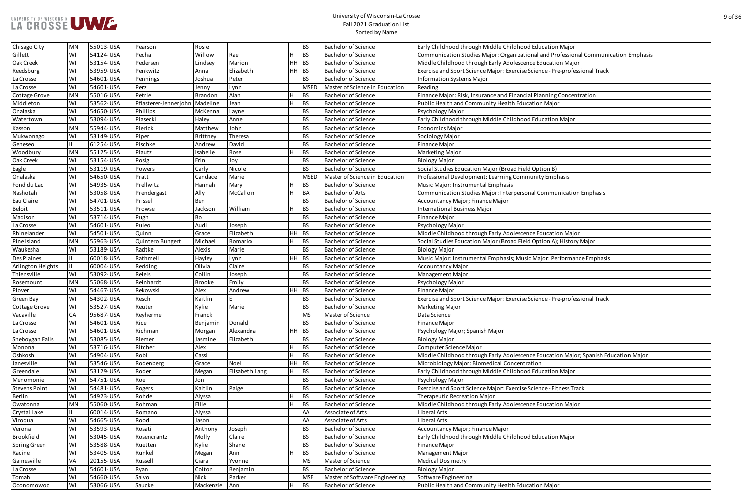# University of Wisconsin-La Crosse
## Fall 2021 Graduation List
### Sorted by Name

| | | | | | | | | | | |
|---|---|---|---|---|---|---|---|---|---|---|
| Chisago City | MN | 55013 | USA | Pearson | Rosie | | | BS | Bachelor of Science | Early Childhood through Middle Childhood Education Major |
| Gillett | WI | 54124 | USA | Pecha | Willow | Rae | H | BS | Bachelor of Science | Communication Studies Major: Organizational and Professional Communication Emphasis |
| Oak Creek | WI | 53154 | USA | Pedersen | Lindsey | Marion | HH | BS | Bachelor of Science | Middle Childhood through Early Adolescence Education Major |
| Reedsburg | WI | 53959 | USA | Penkwitz | Anna | Elizabeth | HH | BS | Bachelor of Science | Exercise and Sport Science Major: Exercise Science - Pre-professional Track |
| La Crosse | WI | 54601 | USA | Pennings | Joshua | Peter | | BS | Bachelor of Science | Information Systems Major |
| La Crosse | WI | 54601 | USA | Perz | Jenny | Lynn | | MSED | Master of Science in Education | Reading |
| Cottage Grove | MN | 55016 | USA | Petrie | Brandon | Alan | H | BS | Bachelor of Science | Finance Major: Risk, Insurance and Financial Planning Concentration |
| Middleton | WI | 53562 | USA | Pflasterer-Jennerjohn | Madeline | Jean | H | BS | Bachelor of Science | Public Health and Community Health Education Major |
| Onalaska | WI | 54650 | USA | Phillips | McKenna | Layne | | BS | Bachelor of Science | Psychology Major |
| Watertown | WI | 53094 | USA | Piasecki | Haley | Anne | | BS | Bachelor of Science | Early Childhood through Middle Childhood Education Major |
| Kasson | MN | 55944 | USA | Pierick | Matthew | John | | BS | Bachelor of Science | Economics Major |
| Mukwonago | WI | 53149 | USA | Piper | Brittney | Theresa | | BS | Bachelor of Science | Sociology Major |
| Geneseo | IL | 61254 | USA | Pischke | Andrew | David | | BS | Bachelor of Science | Finance Major |
| Woodbury | MN | 55125 | USA | Plautz | Isabelle | Rose | H | BS | Bachelor of Science | Marketing Major |
| Oak Creek | WI | 53154 | USA | Posig | Erin | Joy | | BS | Bachelor of Science | Biology Major |
| Eagle | WI | 53119 | USA | Powers | Carly | Nicole | | BS | Bachelor of Science | Social Studies Education Major (Broad Field Option B) |
| Onalaska | WI | 54650 | USA | Pratt | Candace | Marie | | MSED | Master of Science in Education | Professional Development: Learning Community Emphasis |
| Fond du Lac | WI | 54935 | USA | Prellwitz | Hannah | Mary | H | BS | Bachelor of Science | Music Major: Instrumental Emphasis |
| Nashotah | WI | 53058 | USA | Prendergast | Ally | McCallon | H | BA | Bachelor of Arts | Communication Studies Major: Interpersonal Communication Emphasis |
| Eau Claire | WI | 54701 | USA | Prissel | Ben | | | BS | Bachelor of Science | Accountancy Major; Finance Major |
| Beloit | WI | 53511 | USA | Prowse | Jackson | William | H | BS | Bachelor of Science | International Business Major |
| Madison | WI | 53714 | USA | Pugh | Bo | | | BS | Bachelor of Science | Finance Major |
| La Crosse | WI | 54601 | USA | Puleo | Audi | Joseph | | BS | Bachelor of Science | Psychology Major |
| Rhinelander | WI | 54501 | USA | Quinn | Grace | Elizabeth | HH | BS | Bachelor of Science | Middle Childhood through Early Adolescence Education Major |
| Pine Island | MN | 55963 | USA | Quintero Bungert | Michael | Romario | H | BS | Bachelor of Science | Social Studies Education Major (Broad Field Option A); History Major |
| Waukesha | WI | 53189 | USA | Radtke | Alexis | Marie | | BS | Bachelor of Science | Biology Major |
| Des Plaines | IL | 60018 | USA | Rathmell | Hayley | Lynn | HH | BS | Bachelor of Science | Music Major: Instrumental Emphasis; Music Major: Performance Emphasis |
| Arlington Heights | IL | 60004 | USA | Redding | Olivia | Claire | | BS | Bachelor of Science | Accountancy Major |
| Thiensville | WI | 53092 | USA | Reiels | Collin | Joseph | | BS | Bachelor of Science | Management Major |
| Rosemount | MN | 55068 | USA | Reinhardt | Brooke | Emily | | BS | Bachelor of Science | Psychology Major |
| Plover | WI | 54467 | USA | Rekowski | Alex | Andrew | HH | BS | Bachelor of Science | Finance Major |
| Green Bay | WI | 54302 | USA | Resch | Kaitlin | E | | BS | Bachelor of Science | Exercise and Sport Science Major: Exercise Science - Pre-professional Track |
| Cottage Grove | WI | 53527 | USA | Reuter | Kylie | Marie | | BS | Bachelor of Science | Marketing Major |
| Vacaville | CA | 95687 | USA | Reyherme | Franck | | | MS | Master of Science | Data Science |
| La Crosse | WI | 54601 | USA | Rice | Benjamin | Donald | | BS | Bachelor of Science | Finance Major |
| La Crosse | WI | 54601 | USA | Richman | Morgan | Alexandra | HH | BS | Bachelor of Science | Psychology Major; Spanish Major |
| Sheboygan Falls | WI | 53085 | USA | Riemer | Jasmine | Elizabeth | | BS | Bachelor of Science | Biology Major |
| Monona | WI | 53716 | USA | Ritcher | Alex | | H | BS | Bachelor of Science | Computer Science Major |
| Oshkosh | WI | 54904 | USA | Robl | Cassi | | H | BS | Bachelor of Science | Middle Childhood through Early Adolescence Education Major; Spanish Education Major |
| Janesville | WI | 53546 | USA | Rodenberg | Grace | Noel | HH | BS | Bachelor of Science | Microbiology Major: Biomedical Concentration |
| Greendale | WI | 53129 | USA | Roder | Megan | Elisabeth Lang | H | BS | Bachelor of Science | Early Childhood through Middle Childhood Education Major |
| Menomonie | WI | 54751 | USA | Roe | Jon | | | BS | Bachelor of Science | Psychology Major |
| Stevens Point | WI | 54481 | USA | Rogers | Kaitlin | Paige | | BS | Bachelor of Science | Exercise and Sport Science Major: Exercise Science - Fitness Track |
| Berlin | WI | 54923 | USA | Rohde | Alyssa | | H | BS | Bachelor of Science | Therapeutic Recreation Major |
| Owatonna | MN | 55060 | USA | Rohman | Ellie | | H | BS | Bachelor of Science | Middle Childhood through Early Adolescence Education Major |
| Crystal Lake | IL | 60014 | USA | Romano | Alyssa | | | AA | Associate of Arts | Liberal Arts |
| Viroqua | WI | 54665 | USA | Rood | Jason | | | AA | Associate of Arts | Liberal Arts |
| Verona | WI | 53593 | USA | Rosati | Anthony | Joseph | | BS | Bachelor of Science | Accountancy Major; Finance Major |
| Brookfield | WI | 53045 | USA | Rosencrantz | Molly | Claire | | BS | Bachelor of Science | Early Childhood through Middle Childhood Education Major |
| Spring Green | WI | 53588 | USA | Ruetten | Kylie | Shane | | BS | Bachelor of Science | Finance Major |
| Racine | WI | 53405 | USA | Runkel | Megan | Ann | H | BS | Bachelor of Science | Management Major |
| Gainesville | VA | 20155 | USA | Russell | Ciara | Yvonne | | MS | Master of Science | Medical Dosimetry |
| La Crosse | WI | 54601 | USA | Ryan | Colton | Benjamin | | BS | Bachelor of Science | Biology Major |
| Tomah | WI | 54660 | USA | Salvo | Nick | Parker | | MSE | Master of Software Engineering | Software Engineering |
| Oconomowoc | WI | 53066 | USA | Saucke | Mackenzie | Ann | H | BS | Bachelor of Science | Public Health and Community Health Education Major |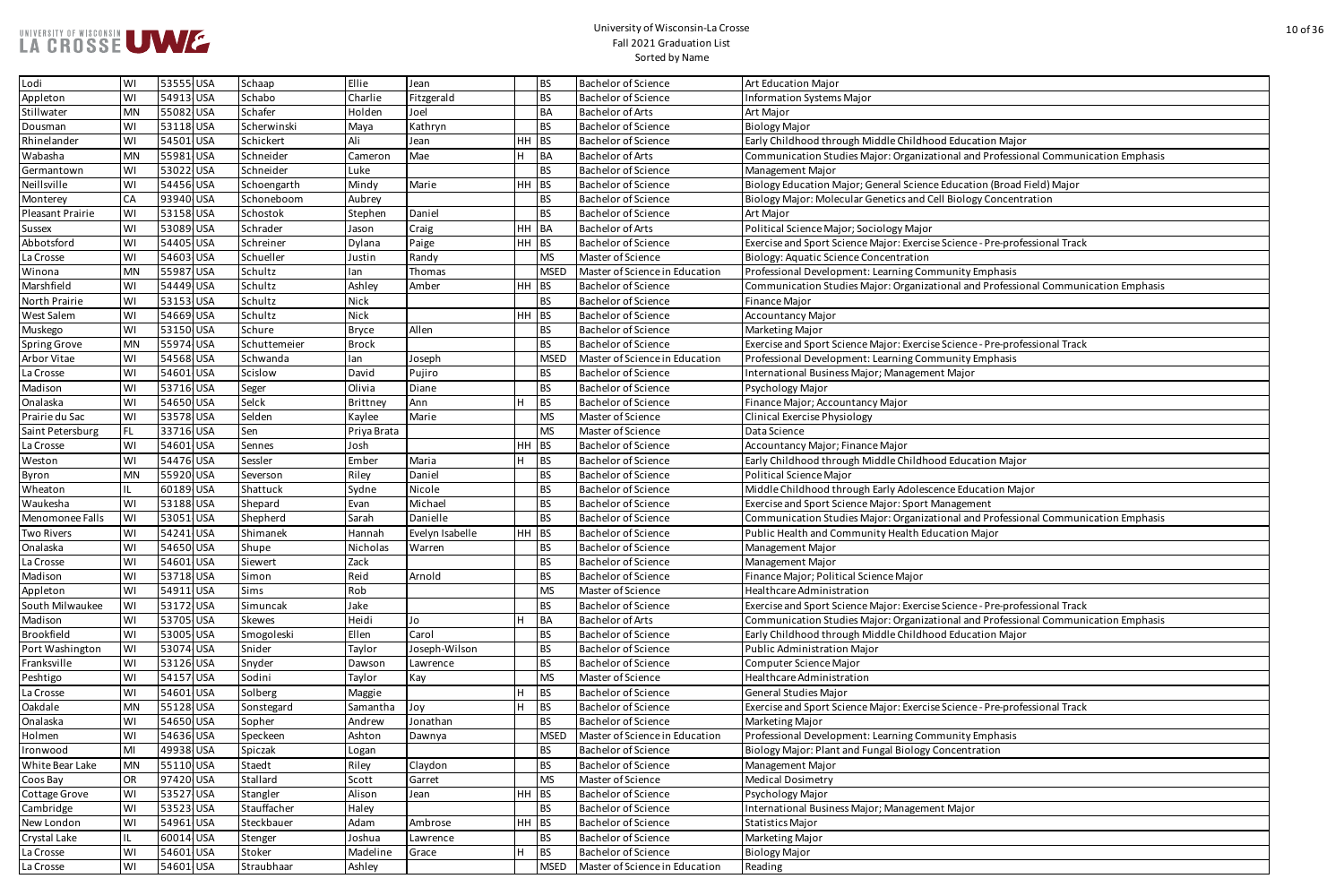# University of Wisconsin-La Crosse
## Fall 2021 Graduation List
### Sorted by Name

| City | State | Zip | Country | Last Name | First Name | Middle Name | Honors | Degree | Degree Name | Major |
|---|---|---|---|---|---|---|---|---|---|---|
| Lodi | WI | 53555 | USA | Schaap | Ellie | Jean | | BS | Bachelor of Science | Art Education Major |
| Appleton | WI | 54913 | USA | Schabo | Charlie | Fitzgerald | | BS | Bachelor of Science | Information Systems Major |
| Stillwater | MN | 55082 | USA | Schafer | Holden | Joel | | BA | Bachelor of Arts | Art Major |
| Dousman | WI | 53118 | USA | Scherwinski | Maya | Kathryn | | BS | Bachelor of Science | Biology Major |
| Rhinelander | WI | 54501 | USA | Schickert | Ali | Jean | HH | BS | Bachelor of Science | Early Childhood through Middle Childhood Education Major |
| Wabasha | MN | 55981 | USA | Schneider | Cameron | Mae | H | BA | Bachelor of Arts | Communication Studies Major: Organizational and Professional Communication Emphasis |
| Germantown | WI | 53022 | USA | Schneider | Luke | | | BS | Bachelor of Science | Management Major |
| Neillsville | WI | 54456 | USA | Schoengarth | Mindy | Marie | HH | BS | Bachelor of Science | Biology Education Major; General Science Education (Broad Field) Major |
| Monterey | CA | 93940 | USA | Schoneboom | Aubrey | | | BS | Bachelor of Science | Biology Major: Molecular Genetics and Cell Biology Concentration |
| Pleasant Prairie | WI | 53158 | USA | Schostok | Stephen | Daniel | | BS | Bachelor of Science | Art Major |
| Sussex | WI | 53089 | USA | Schrader | Jason | Craig | HH | BA | Bachelor of Arts | Political Science Major; Sociology Major |
| Abbotsford | WI | 54405 | USA | Schreiner | Dylana | Paige | HH | BS | Bachelor of Science | Exercise and Sport Science Major: Exercise Science - Pre-professional Track |
| La Crosse | WI | 54603 | USA | Schueller | Justin | Randy | | MS | Master of Science | Biology: Aquatic Science Concentration |
| Winona | MN | 55987 | USA | Schultz | Ian | Thomas | | MSED | Master of Science in Education | Professional Development: Learning Community Emphasis |
| Marshfield | WI | 54449 | USA | Schultz | Ashley | Amber | HH | BS | Bachelor of Science | Communication Studies Major: Organizational and Professional Communication Emphasis |
| North Prairie | WI | 53153 | USA | Schultz | Nick | | | BS | Bachelor of Science | Finance Major |
| West Salem | WI | 54669 | USA | Schultz | Nick | | HH | BS | Bachelor of Science | Accountancy Major |
| Muskego | WI | 53150 | USA | Schure | Bryce | Allen | | BS | Bachelor of Science | Marketing Major |
| Spring Grove | MN | 55974 | USA | Schuttemeier | Brock | | | BS | Bachelor of Science | Exercise and Sport Science Major: Exercise Science - Pre-professional Track |
| Arbor Vitae | WI | 54568 | USA | Schwanda | Ian | Joseph | | MSED | Master of Science in Education | Professional Development: Learning Community Emphasis |
| La Crosse | WI | 54601 | USA | Scislow | David | Pujiro | | BS | Bachelor of Science | International Business Major; Management Major |
| Madison | WI | 53716 | USA | Seger | Olivia | Diane | | BS | Bachelor of Science | Psychology Major |
| Onalaska | WI | 54650 | USA | Selck | Brittney | Ann | H | BS | Bachelor of Science | Finance Major; Accountancy Major |
| Prairie du Sac | WI | 53578 | USA | Selden | Kaylee | Marie | | MS | Master of Science | Clinical Exercise Physiology |
| Saint Petersburg | FL | 33716 | USA | Sen | Priya Brata | | | MS | Master of Science | Data Science |
| La Crosse | WI | 54601 | USA | Sennes | Josh | | HH | BS | Bachelor of Science | Accountancy Major; Finance Major |
| Weston | WI | 54476 | USA | Sessler | Ember | Maria | H | BS | Bachelor of Science | Early Childhood through Middle Childhood Education Major |
| Byron | MN | 55920 | USA | Severson | Riley | Daniel | | BS | Bachelor of Science | Political Science Major |
| Wheaton | IL | 60189 | USA | Shattuck | Sydne | Nicole | | BS | Bachelor of Science | Middle Childhood through Early Adolescence Education Major |
| Waukesha | WI | 53188 | USA | Shepard | Evan | Michael | | BS | Bachelor of Science | Exercise and Sport Science Major: Sport Management |
| Menomonee Falls | WI | 53051 | USA | Shepherd | Sarah | Danielle | | BS | Bachelor of Science | Communication Studies Major: Organizational and Professional Communication Emphasis |
| Two Rivers | WI | 54241 | USA | Shimanek | Hannah | Evelyn Isabelle | HH | BS | Bachelor of Science | Public Health and Community Health Education Major |
| Onalaska | WI | 54650 | USA | Shupe | Nicholas | Warren | | BS | Bachelor of Science | Management Major |
| La Crosse | WI | 54601 | USA | Siewert | Zack | | | BS | Bachelor of Science | Management Major |
| Madison | WI | 53718 | USA | Simon | Reid | Arnold | | BS | Bachelor of Science | Finance Major; Political Science Major |
| Appleton | WI | 54911 | USA | Sims | Rob | | | MS | Master of Science | Healthcare Administration |
| South Milwaukee | WI | 53172 | USA | Simuncak | Jake | | | BS | Bachelor of Science | Exercise and Sport Science Major: Exercise Science - Pre-professional Track |
| Madison | WI | 53705 | USA | Skewes | Heidi | Jo | H | BA | Bachelor of Arts | Communication Studies Major: Organizational and Professional Communication Emphasis |
| Brookfield | WI | 53005 | USA | Smogoleski | Ellen | Carol | | BS | Bachelor of Science | Early Childhood through Middle Childhood Education Major |
| Port Washington | WI | 53074 | USA | Snider | Taylor | Joseph-Wilson | | BS | Bachelor of Science | Public Administration Major |
| Franksville | WI | 53126 | USA | Snyder | Dawson | Lawrence | | BS | Bachelor of Science | Computer Science Major |
| Peshtigo | WI | 54157 | USA | Sodini | Taylor | Kay | | MS | Master of Science | Healthcare Administration |
| La Crosse | WI | 54601 | USA | Solberg | Maggie | | H | BS | Bachelor of Science | General Studies Major |
| Oakdale | MN | 55128 | USA | Sonstegard | Samantha | Joy | H | BS | Bachelor of Science | Exercise and Sport Science Major: Exercise Science - Pre-professional Track |
| Onalaska | WI | 54650 | USA | Sopher | Andrew | Jonathan | | BS | Bachelor of Science | Marketing Major |
| Holmen | WI | 54636 | USA | Speckeen | Ashton | Dawnya | | MSED | Master of Science in Education | Professional Development: Learning Community Emphasis |
| Ironwood | MI | 49938 | USA | Spiczak | Logan | | | BS | Bachelor of Science | Biology Major: Plant and Fungal Biology Concentration |
| White Bear Lake | MN | 55110 | USA | Staedt | Riley | Claydon | | BS | Bachelor of Science | Management Major |
| Coos Bay | OR | 97420 | USA | Stallard | Scott | Garret | | MS | Master of Science | Medical Dosimetry |
| Cottage Grove | WI | 53527 | USA | Stangler | Alison | Jean | HH | BS | Bachelor of Science | Psychology Major |
| Cambridge | WI | 53523 | USA | Stauffacher | Haley | | | BS | Bachelor of Science | International Business Major; Management Major |
| New London | WI | 54961 | USA | Steckbauer | Adam | Ambrose | HH | BS | Bachelor of Science | Statistics Major |
| Crystal Lake | IL | 60014 | USA | Stenger | Joshua | Lawrence | | BS | Bachelor of Science | Marketing Major |
| La Crosse | WI | 54601 | USA | Stoker | Madeline | Grace | H | BS | Bachelor of Science | Biology Major |
| La Crosse | WI | 54601 | USA | Straubhaar | Ashley | | | MSED | Master of Science in Education | Reading |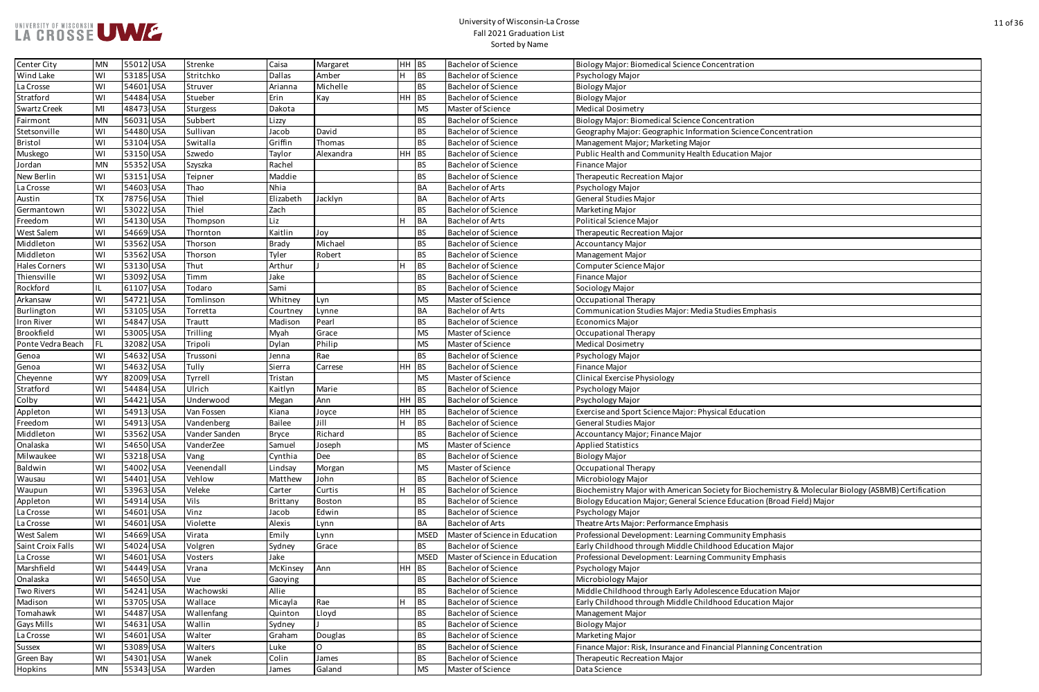# University of Wisconsin-La Crosse
## Fall 2021 Graduation List
### Sorted by Name

| | | | | | | | | | | |
|---|---|---|---|---|---|---|---|---|---|---|
| Center City | MN | 55012 | USA | Strenke | Caisa | Margaret | HH | BS | Bachelor of Science | Biology Major: Biomedical Science Concentration |
| Wind Lake | WI | 53185 | USA | Stritchko | Dallas | Amber | H | BS | Bachelor of Science | Psychology Major |
| La Crosse | WI | 54601 | USA | Struver | Arianna | Michelle | | BS | Bachelor of Science | Biology Major |
| Stratford | WI | 54484 | USA | Stueber | Erin | Kay | HH | BS | Bachelor of Science | Biology Major |
| Swartz Creek | MI | 48473 | USA | Sturgess | Dakota | | | MS | Master of Science | Medical Dosimetry |
| Fairmont | MN | 56031 | USA | Subbert | Lizzy | | | BS | Bachelor of Science | Biology Major: Biomedical Science Concentration |
| Stetsonville | WI | 54480 | USA | Sullivan | Jacob | David | | BS | Bachelor of Science | Geography Major: Geographic Information Science Concentration |
| Bristol | WI | 53104 | USA | Switalla | Griffin | Thomas | | BS | Bachelor of Science | Management Major; Marketing Major |
| Muskego | WI | 53150 | USA | Szwedo | Taylor | Alexandra | HH | BS | Bachelor of Science | Public Health and Community Health Education Major |
| Jordan | MN | 55352 | USA | Szyszka | Rachel | | | BS | Bachelor of Science | Finance Major |
| New Berlin | WI | 53151 | USA | Teipner | Maddie | | | BS | Bachelor of Science | Therapeutic Recreation Major |
| La Crosse | WI | 54603 | USA | Thao | Nhia | | | BA | Bachelor of Arts | Psychology Major |
| Austin | TX | 78756 | USA | Thiel | Elizabeth | Jacklyn | | BA | Bachelor of Arts | General Studies Major |
| Germantown | WI | 53022 | USA | Thiel | Zach | | | BS | Bachelor of Science | Marketing Major |
| Freedom | WI | 54130 | USA | Thompson | Liz | | H | BA | Bachelor of Arts | Political Science Major |
| West Salem | WI | 54669 | USA | Thornton | Kaitlin | Joy | | BS | Bachelor of Science | Therapeutic Recreation Major |
| Middleton | WI | 53562 | USA | Thorson | Brady | Michael | | BS | Bachelor of Science | Accountancy Major |
| Middleton | WI | 53562 | USA | Thorson | Tyler | Robert | | BS | Bachelor of Science | Management Major |
| Hales Corners | WI | 53130 | USA | Thut | Arthur | J | H | BS | Bachelor of Science | Computer Science Major |
| Thiensville | WI | 53092 | USA | Timm | Jake | | | BS | Bachelor of Science | Finance Major |
| Rockford | IL | 61107 | USA | Todaro | Sami | | | BS | Bachelor of Science | Sociology Major |
| Arkansaw | WI | 54721 | USA | Tomlinson | Whitney | Lyn | | MS | Master of Science | Occupational Therapy |
| Burlington | WI | 53105 | USA | Torretta | Courtney | Lynne | | BA | Bachelor of Arts | Communication Studies Major: Media Studies Emphasis |
| Iron River | WI | 54847 | USA | Trautt | Madison | Pearl | | BS | Bachelor of Science | Economics Major |
| Brookfield | WI | 53005 | USA | Trilling | Myah | Grace | | MS | Master of Science | Occupational Therapy |
| Ponte Vedra Beach | FL | 32082 | USA | Tripoli | Dylan | Philip | | MS | Master of Science | Medical Dosimetry |
| Genoa | WI | 54632 | USA | Trussoni | Jenna | Rae | | BS | Bachelor of Science | Psychology Major |
| Genoa | WI | 54632 | USA | Tully | Sierra | Carrese | HH | BS | Bachelor of Science | Finance Major |
| Cheyenne | WY | 82009 | USA | Tyrrell | Tristan | | | MS | Master of Science | Clinical Exercise Physiology |
| Stratford | WI | 54484 | USA | Ulrich | Kaitlyn | Marie | | BS | Bachelor of Science | Psychology Major |
| Colby | WI | 54421 | USA | Underwood | Megan | Ann | HH | BS | Bachelor of Science | Psychology Major |
| Appleton | WI | 54913 | USA | Van Fossen | Kiana | Joyce | HH | BS | Bachelor of Science | Exercise and Sport Science Major: Physical Education |
| Freedom | WI | 54913 | USA | Vandenberg | Bailee | Jill | H | BS | Bachelor of Science | General Studies Major |
| Middleton | WI | 53562 | USA | Vander Sanden | Bryce | Richard | | BS | Bachelor of Science | Accountancy Major; Finance Major |
| Onalaska | WI | 54650 | USA | VanderZee | Samuel | Joseph | | MS | Master of Science | Applied Statistics |
| Milwaukee | WI | 53218 | USA | Vang | Cynthia | Dee | | BS | Bachelor of Science | Biology Major |
| Baldwin | WI | 54002 | USA | Veenendall | Lindsay | Morgan | | MS | Master of Science | Occupational Therapy |
| Wausau | WI | 54401 | USA | Vehlow | Matthew | John | | BS | Bachelor of Science | Microbiology Major |
| Waupun | WI | 53963 | USA | Veleke | Carter | Curtis | H | BS | Bachelor of Science | Biochemistry Major with American Society for Biochemistry & Molecular Biology (ASBMB) Certification |
| Appleton | WI | 54914 | USA | Vils | Brittany | Boston | | BS | Bachelor of Science | Biology Education Major; General Science Education (Broad Field) Major |
| La Crosse | WI | 54601 | USA | Vinz | Jacob | Edwin | | BS | Bachelor of Science | Psychology Major |
| La Crosse | WI | 54601 | USA | Violette | Alexis | Lynn | | BA | Bachelor of Arts | Theatre Arts Major: Performance Emphasis |
| West Salem | WI | 54669 | USA | Virata | Emily | Lynn | | MSED | Master of Science in Education | Professional Development: Learning Community Emphasis |
| Saint Croix Falls | WI | 54024 | USA | Volgren | Sydney | Grace | | BS | Bachelor of Science | Early Childhood through Middle Childhood Education Major |
| La Crosse | WI | 54601 | USA | Vosters | Jake | | | MSED | Master of Science in Education | Professional Development: Learning Community Emphasis |
| Marshfield | WI | 54449 | USA | Vrana | McKinsey | Ann | HH | BS | Bachelor of Science | Psychology Major |
| Onalaska | WI | 54650 | USA | Vue | Gaoying | | | BS | Bachelor of Science | Microbiology Major |
| Two Rivers | WI | 54241 | USA | Wachowski | Allie | | | BS | Bachelor of Science | Middle Childhood through Early Adolescence Education Major |
| Madison | WI | 53705 | USA | Wallace | Micayla | Rae | H | BS | Bachelor of Science | Early Childhood through Middle Childhood Education Major |
| Tomahawk | WI | 54487 | USA | Wallenfang | Quinton | Lloyd | | BS | Bachelor of Science | Management Major |
| Gays Mills | WI | 54631 | USA | Wallin | Sydney | | | BS | Bachelor of Science | Biology Major |
| La Crosse | WI | 54601 | USA | Walter | Graham | Douglas | | BS | Bachelor of Science | Marketing Major |
| Sussex | WI | 53089 | USA | Walters | Luke | O | | BS | Bachelor of Science | Finance Major: Risk, Insurance and Financial Planning Concentration |
| Green Bay | WI | 54301 | USA | Wanek | Colin | James | | BS | Bachelor of Science | Therapeutic Recreation Major |
| Hopkins | MN | 55343 | USA | Warden | James | Galand | | MS | Master of Science | Data Science |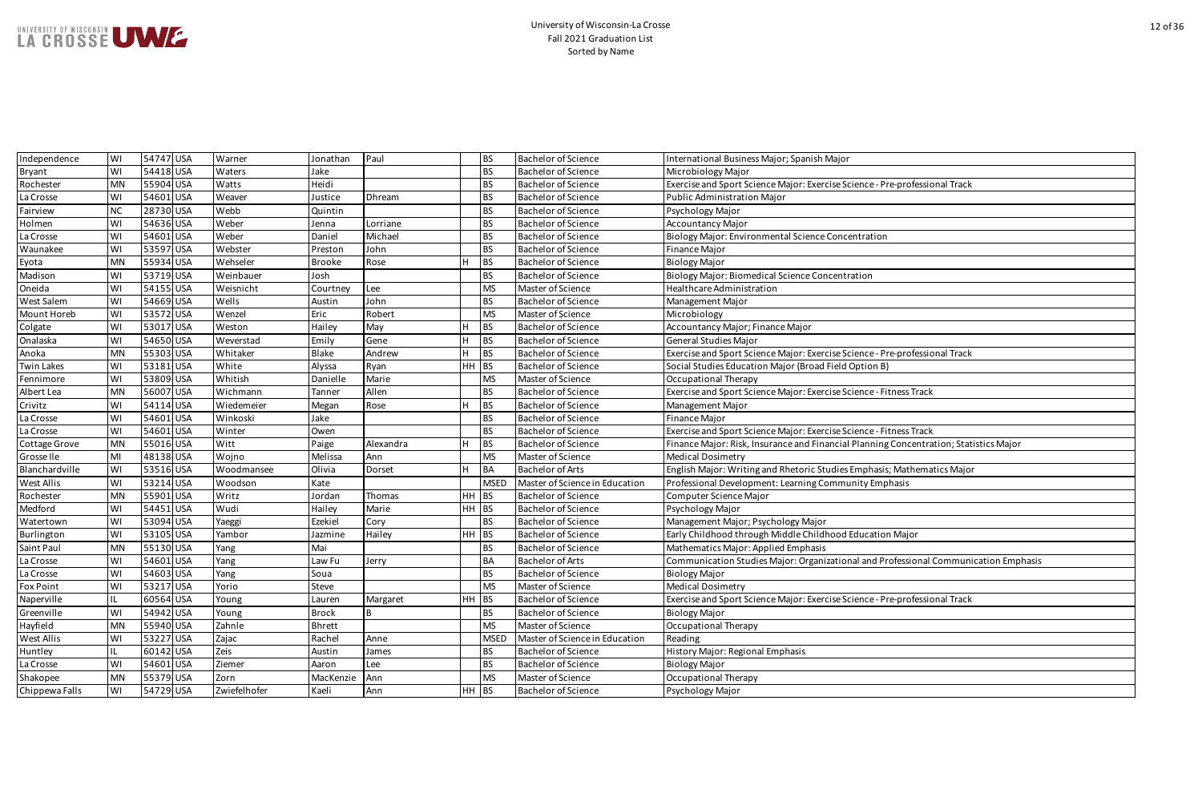# University of Wisconsin-La Crosse
## Fall 2021 Graduation List
Sorted by Name

| | | | | | | | | | | | |
|---|---|---|---|---|---|---|---|---|---|---|---|
| Independence | WI | 54747 | USA | Warner | Jonathan | Paul | | BS | Bachelor of Science | International Business Major; Spanish Major |
| Bryant | WI | 54418 | USA | Waters | Jake | | | BS | Bachelor of Science | Microbiology Major |
| Rochester | MN | 55904 | USA | Watts | Heidi | | | BS | Bachelor of Science | Exercise and Sport Science Major: Exercise Science - Pre-professional Track |
| La Crosse | WI | 54601 | USA | Weaver | Justice | Dhream | | BS | Bachelor of Science | Public Administration Major |
| Fairview | NC | 28730 | USA | Webb | Quintin | | | BS | Bachelor of Science | Psychology Major |
| Holmen | WI | 54636 | USA | Weber | Jenna | Lorriane | | BS | Bachelor of Science | Accountancy Major |
| La Crosse | WI | 54601 | USA | Weber | Daniel | Michael | | BS | Bachelor of Science | Biology Major: Environmental Science Concentration |
| Waunakee | WI | 53597 | USA | Webster | Preston | John | | BS | Bachelor of Science | Finance Major |
| Eyota | MN | 55934 | USA | Wehseler | Brooke | Rose | H | BS | Bachelor of Science | Biology Major |
| Madison | WI | 53719 | USA | Weinbauer | Josh | | | BS | Bachelor of Science | Biology Major: Biomedical Science Concentration |
| Oneida | WI | 54155 | USA | Weisnicht | Courtney | Lee | | MS | Master of Science | Healthcare Administration |
| West Salem | WI | 54669 | USA | Wells | Austin | John | | BS | Bachelor of Science | Management Major |
| Mount Horeb | WI | 53572 | USA | Wenzel | Eric | Robert | | MS | Master of Science | Microbiology |
| Colgate | WI | 53017 | USA | Weston | Hailey | May | H | BS | Bachelor of Science | Accountancy Major; Finance Major |
| Onalaska | WI | 54650 | USA | Weverstad | Emily | Gene | H | BS | Bachelor of Science | General Studies Major |
| Anoka | MN | 55303 | USA | Whitaker | Blake | Andrew | H | BS | Bachelor of Science | Exercise and Sport Science Major: Exercise Science - Pre-professional Track |
| Twin Lakes | WI | 53181 | USA | White | Alyssa | Ryan | HH | BS | Bachelor of Science | Social Studies Education Major (Broad Field Option B) |
| Fennimore | WI | 53809 | USA | Whitish | Danielle | Marie | | MS | Master of Science | Occupational Therapy |
| Albert Lea | MN | 56007 | USA | Wichmann | Tanner | Allen | | BS | Bachelor of Science | Exercise and Sport Science Major: Exercise Science - Fitness Track |
| Crivitz | WI | 54114 | USA | Wiedemeier | Megan | Rose | H | BS | Bachelor of Science | Management Major |
| La Crosse | WI | 54601 | USA | Winkoski | Jake | | | BS | Bachelor of Science | Finance Major |
| La Crosse | WI | 54601 | USA | Winter | Owen | | | BS | Bachelor of Science | Exercise and Sport Science Major: Exercise Science - Fitness Track |
| Cottage Grove | MN | 55016 | USA | Witt | Paige | Alexandra | H | BS | Bachelor of Science | Finance Major: Risk, Insurance and Financial Planning Concentration; Statistics Major |
| Grosse Ile | MI | 48138 | USA | Wojno | Melissa | Ann | | MS | Master of Science | Medical Dosimetry |
| Blanchardville | WI | 53516 | USA | Woodmansee | Olivia | Dorset | H | BA | Bachelor of Arts | English Major: Writing and Rhetoric Studies Emphasis; Mathematics Major |
| West Allis | WI | 53214 | USA | Woodson | Kate | | | MSED | Master of Science in Education | Professional Development: Learning Community Emphasis |
| Rochester | MN | 55901 | USA | Writz | Jordan | Thomas | HH | BS | Bachelor of Science | Computer Science Major |
| Medford | WI | 54451 | USA | Wudi | Hailey | Marie | HH | BS | Bachelor of Science | Psychology Major |
| Watertown | WI | 53094 | USA | Yaeggi | Ezekiel | Cory | | BS | Bachelor of Science | Management Major; Psychology Major |
| Burlington | WI | 53105 | USA | Yambor | Jazmine | Hailey | HH | BS | Bachelor of Science | Early Childhood through Middle Childhood Education Major |
| Saint Paul | MN | 55130 | USA | Yang | Mai | | | BS | Bachelor of Science | Mathematics Major: Applied Emphasis |
| La Crosse | WI | 54601 | USA | Yang | Law Fu | Jerry | | BA | Bachelor of Arts | Communication Studies Major: Organizational and Professional Communication Emphasis |
| La Crosse | WI | 54603 | USA | Yang | Soua | | | BS | Bachelor of Science | Biology Major |
| Fox Point | WI | 53217 | USA | Yorio | Steve | | | MS | Master of Science | Medical Dosimetry |
| Naperville | IL | 60564 | USA | Young | Lauren | Margaret | HH | BS | Bachelor of Science | Exercise and Sport Science Major: Exercise Science - Pre-professional Track |
| Greenville | WI | 54942 | USA | Young | Brock | B | | BS | Bachelor of Science | Biology Major |
| Hayfield | MN | 55940 | USA | Zahnle | Bhrett | | | MS | Master of Science | Occupational Therapy |
| West Allis | WI | 53227 | USA | Zajac | Rachel | Anne | | MSED | Master of Science in Education | Reading |
| Huntley | IL | 60142 | USA | Zeis | Austin | James | | BS | Bachelor of Science | History Major: Regional Emphasis |
| La Crosse | WI | 54601 | USA | Ziemer | Aaron | Lee | | BS | Bachelor of Science | Biology Major |
| Shakopee | MN | 55379 | USA | Zorn | MacKenzie | Ann | | MS | Master of Science | Occupational Therapy |
| Chippewa Falls | WI | 54729 | USA | Zwiefelhofer | Kaeli | Ann | HH | BS | Bachelor of Science | Psychology Major |